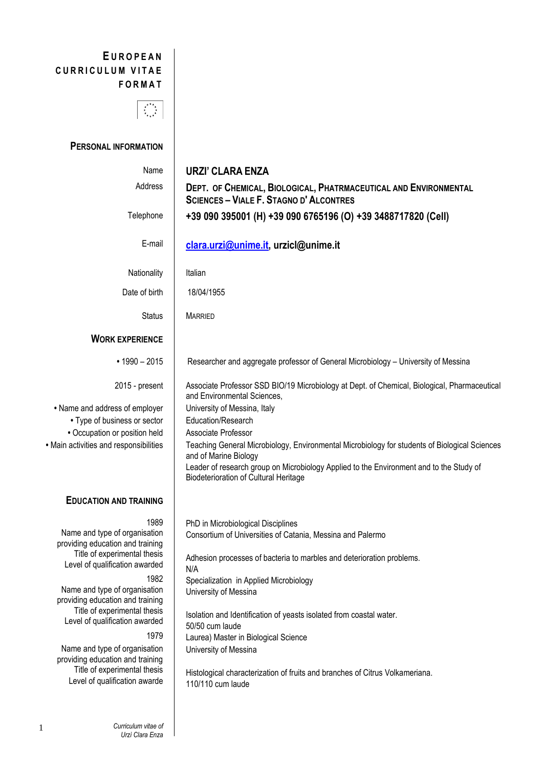# EUROPEAN CURRICULUM VITAE FORMAT

## PERSONAL INFORMATION

| | |
|---|---|
| Name | **URZI' CLARA ENZA** |
| Address | **DEPT. OF CHEMICAL, BIOLOGICAL, PHATRMACEUTICAL AND ENVIRONMENTAL SCIENCES – VIALE F. STAGNO D' ALCONTRES** |
| Telephone | **+39 090 395001 (H) +39 090 6765196 (O) +39 3488717820 (Cell)** |
| E-mail | **clara.urzi@unime.it, urzicl@unime.it** |
| Nationality | Italian |
| Date of birth | 18/04/1955 |
| Status | MARRIED |

## WORK EXPERIENCE

| | |
|---|---|
| • 1990 – 2015 | Researcher and aggregate professor of General Microbiology – University of Messina |
| 2015 - present | Associate Professor SSD BIO/19 Microbiology at Dept. of Chemical, Biological, Pharmaceutical and Environmental Sciences, |
| • Name and address of employer | University of Messina, Italy |
| • Type of business or sector | Education/Research |
| • Occupation or position held | Associate Professor |
| • Main activities and responsibilities | Teaching General Microbiology, Environmental Microbiology for students of Biological Sciences and of Marine Biology<br>Leader of research group on Microbiology Applied to the Environment and to the Study of Biodeterioration of Cultural Heritage |

## EDUCATION AND TRAINING

| | |
|---|---|
| 1989 | PhD in Microbiological Disciplines |
| Name and type of organisation providing education and training | Consortium of Universities of Catania, Messina and Palermo |
| Title of experimental thesis | Adhesion processes of bacteria to marbles and deterioration problems. |
| Level of qualification awarded | N/A |
| 1982 | Specialization in Applied Microbiology |
| Name and type of organisation providing education and training | University of Messina |
| Title of experimental thesis | Isolation and Identification of yeasts isolated from coastal water. |
| Level of qualification awarded | 50/50 cum laude |
| 1979 | Laurea) Master in Biological Science |
| Name and type of organisation providing education and training | University of Messina |
| Title of experimental thesis | Histological characterization of fruits and branches of Citrus Volkameriana. |
| Level of qualification awarde | 110/110 cum laude |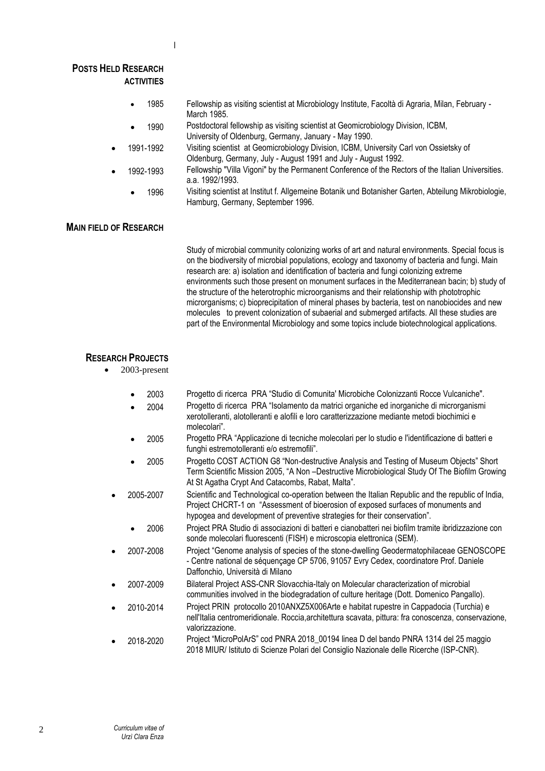## Posts Held Research activities

- 1985 — Fellowship as visiting scientist at Microbiology Institute, Facoltà di Agraria, Milan, February - March 1985.
- 1990 — Postdoctoral fellowship as visiting scientist at Geomicrobiology Division, ICBM, University of Oldenburg, Germany, January - May 1990.
- 1991-1992 — Visiting scientist at Geomicrobiology Division, ICBM, University Carl von Ossietsky of Oldenburg, Germany, July - August 1991 and July - August 1992.
- 1992-1993 — Fellowship "Villa Vigoni" by the Permanent Conference of the Rectors of the Italian Universities. a.a. 1992/1993.
- 1996 — Visiting scientist at Institut f. Allgemeine Botanik und Botanisher Garten, Abteilung Mikrobiologie, Hamburg, Germany, September 1996.

## Main field of Research

Study of microbial community colonizing works of art and natural environments. Special focus is on the biodiversity of microbial populations, ecology and taxonomy of bacteria and fungi. Main research are: a) isolation and identification of bacteria and fungi colonizing extreme environments such those present on monument surfaces in the Mediterranean bacin; b) study of the structure of the heterotrophic microorganisms and their relationship with phototrophic microrganisms; c) bioprecipitation of mineral phases by bacteria, test on nanobiocides and new molecules to prevent colonization of subaerial and submerged artifacts. All these studies are part of the Environmental Microbiology and some topics include biotechnological applications.

## Research Projects

- 2003-present
  - 2003 — Progetto di ricerca PRA "Studio di Comunita' Microbiche Colonizzanti Rocce Vulcaniche".
  - 2004 — Progetto di ricerca PRA "Isolamento da matrici organiche ed inorganiche di microrganismi xerotolleranti, alotolleranti e alofili e loro caratterizzazione mediante metodi biochimici e molecolari".
  - 2005 — Progetto PRA "Applicazione di tecniche molecolari per lo studio e l'identificazione di batteri e funghi estremotolleranti e/o estremofili".
  - 2005 — Progetto COST ACTION G8 "Non-destructive Analysis and Testing of Museum Objects" Short Term Scientific Mission 2005, "A Non –Destructive Microbiological Study Of The Biofilm Growing At St Agatha Crypt And Catacombs, Rabat, Malta".
  - 2005-2007 — Scientific and Technological co-operation between the Italian Republic and the republic of India, Project CHCRT-1 on "Assessment of bioerosion of exposed surfaces of monuments and hypogea and development of preventive strategies for their conservation".
  - 2006 — Project PRA Studio di associazioni di batteri e cianobatteri nei biofilm tramite ibridizzazione con sonde molecolari fluorescenti (FISH) e microscopia elettronica (SEM).
  - 2007-2008 — Project "Genome analysis of species of the stone-dwelling Geodermatophilaceae GENOSCOPE - Centre national de séquençage CP 5706, 91057 Evry Cedex, coordinatore Prof. Daniele Daffonchio, Università di Milano
  - 2007-2009 — Bilateral Project ASS-CNR Slovacchia-Italy on Molecular characterization of microbial communities involved in the biodegradation of culture heritage (Dott. Domenico Pangallo).
  - 2010-2014 — Project PRIN protocollo 2010ANXZ5X006Arte e habitat rupestre in Cappadocia (Turchia) e nell'Italia centromeridionale. Roccia,architettura scavata, pittura: fra conoscenza, conservazione, valorizzazione.
  - 2018-2020 — Project "MicroPolArS" cod PNRA 2018_00194 linea D del bando PNRA 1314 del 25 maggio 2018 MIUR/ Istituto di Scienze Polari del Consiglio Nazionale delle Ricerche (ISP-CNR).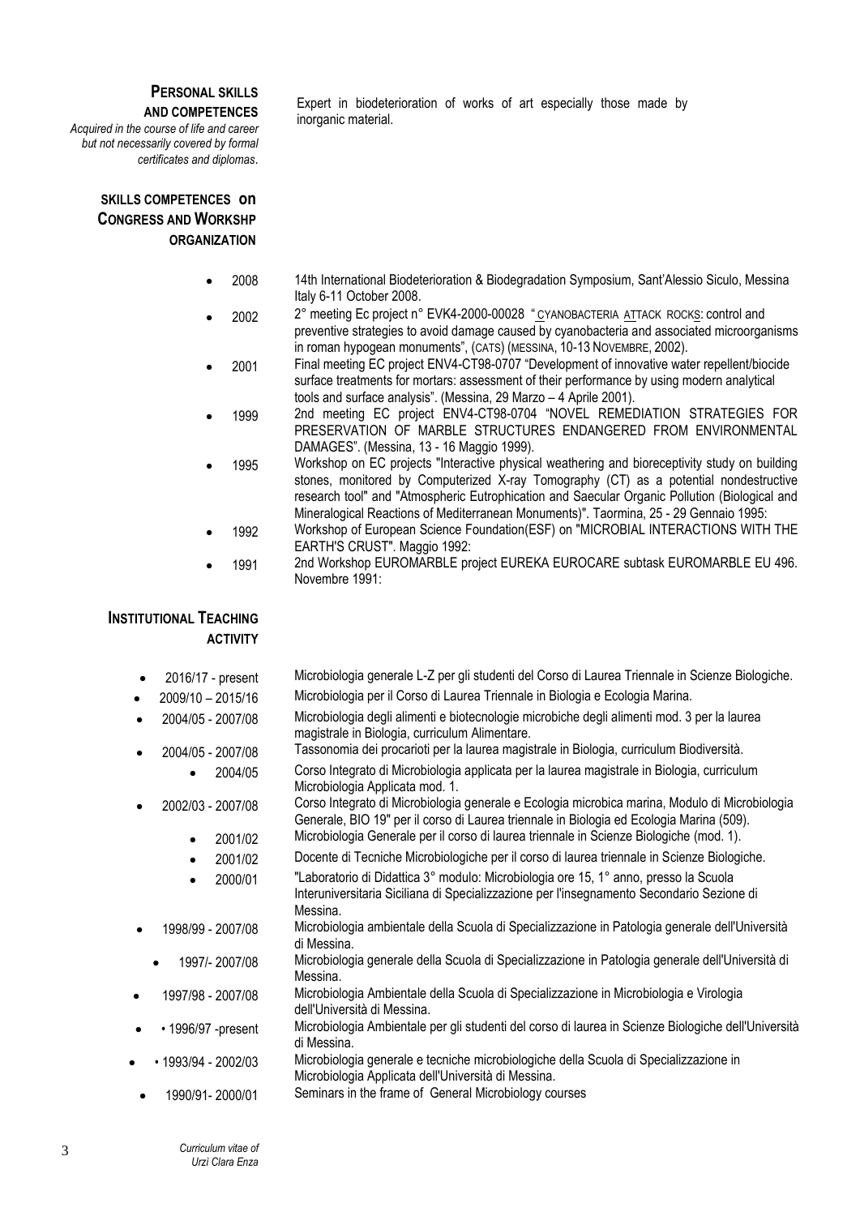**PERSONAL SKILLS AND COMPETENCES**
*Acquired in the course of life and career but not necessarily covered by formal certificates and diplomas.*

Expert in biodeterioration of works of art especially those made by inorganic material.

**SKILLS COMPETENCES on CONGRESS AND WORKSHP ORGANIZATION**

- 2008 — 14th International Biodeterioration & Biodegradation Symposium, Sant'Alessio Siculo, Messina Italy 6-11 October 2008.
- 2002 — 2° meeting Ec project n° EVK4-2000-00028 "CYANOBACTERIA ATTACK ROCKS: control and preventive strategies to avoid damage caused by cyanobacteria and associated microorganisms in roman hypogean monuments", (CATS) (MESSINA, 10-13 NOVEMBRE, 2002).
- 2001 — Final meeting EC project ENV4-CT98-0707 "Development of innovative water repellent/biocide surface treatments for mortars: assessment of their performance by using modern analytical tools and surface analysis". (Messina, 29 Marzo – 4 Aprile 2001).
- 1999 — 2nd meeting EC project ENV4-CT98-0704 "NOVEL REMEDIATION STRATEGIES FOR PRESERVATION OF MARBLE STRUCTURES ENDANGERED FROM ENVIRONMENTAL DAMAGES". (Messina, 13 - 16 Maggio 1999).
- 1995 — Workshop on EC projects "Interactive physical weathering and bioreceptivity study on building stones, monitored by Computerized X-ray Tomography (CT) as a potential nondestructive research tool" and "Atmospheric Eutrophication and Saecular Organic Pollution (Biological and Mineralogical Reactions of Mediterranean Monuments)". Taormina, 25 - 29 Gennaio 1995:
- 1992 — Workshop of European Science Foundation(ESF) on "MICROBIAL INTERACTIONS WITH THE EARTH'S CRUST". Maggio 1992:
- 1991 — 2nd Workshop EUROMARBLE project EUREKA EUROCARE subtask EUROMARBLE EU 496. Novembre 1991:

**INSTITUTIONAL TEACHING ACTIVITY**

- 2016/17 - present — Microbiologia generale L-Z per gli studenti del Corso di Laurea Triennale in Scienze Biologiche.
- 2009/10 – 2015/16 — Microbiologia per il Corso di Laurea Triennale in Biologia e Ecologia Marina.
- 2004/05 - 2007/08 — Microbiologia degli alimenti e biotecnologie microbiche degli alimenti mod. 3 per la laurea magistrale in Biologia, curriculum Alimentare.
- 2004/05 - 2007/08 — Tassonomia dei procarioti per la laurea magistrale in Biologia, curriculum Biodiversità.
  - 2004/05 — Corso Integrato di Microbiologia applicata per la laurea magistrale in Biologia, curriculum Microbiologia Applicata mod. 1.
- 2002/03 - 2007/08 — Corso Integrato di Microbiologia generale e Ecologia microbica marina, Modulo di Microbiologia Generale, BIO 19" per il corso di Laurea triennale in Biologia ed Ecologia Marina (509).
  - 2001/02 — Microbiologia Generale per il corso di laurea triennale in Scienze Biologiche (mod. 1).
  - 2001/02 — Docente di Tecniche Microbiologiche per il corso di laurea triennale in Scienze Biologiche.
  - 2000/01 — "Laboratorio di Didattica 3° modulo: Microbiologia ore 15, 1° anno, presso la Scuola Interuniversitaria Siciliana di Specializzazione per l'insegnamento Secondario Sezione di Messina.
- 1998/99 - 2007/08 — Microbiologia ambientale della Scuola di Specializzazione in Patologia generale dell'Università di Messina.
  - 1997/- 2007/08 — Microbiologia generale della Scuola di Specializzazione in Patologia generale dell'Università di Messina.
- 1997/98 - 2007/08 — Microbiologia Ambientale della Scuola di Specializzazione in Microbiologia e Virologia dell'Università di Messina.
- • 1996/97 -present — Microbiologia Ambientale per gli studenti del corso di laurea in Scienze Biologiche dell'Università di Messina.
- • 1993/94 - 2002/03 — Microbiologia generale e tecniche microbiologiche della Scuola di Specializzazione in Microbiologia Applicata dell'Università di Messina.
- 1990/91- 2000/01 — Seminars in the frame of General Microbiology courses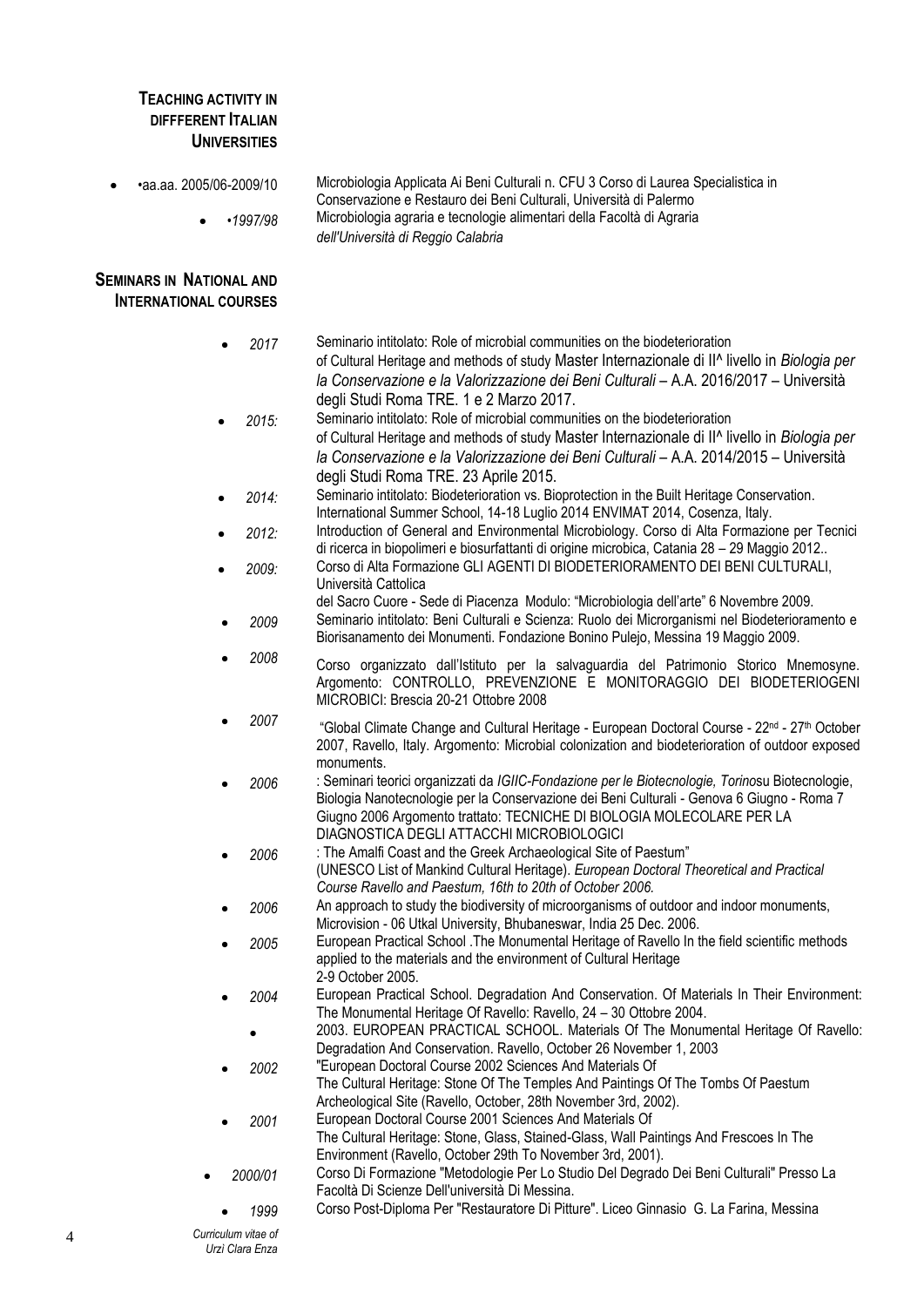## Teaching activity in different Italian Universities

- •aa.aa. 2005/06-2009/10 Microbiologia Applicata Ai Beni Culturali n. CFU 3 Corso di Laurea Specialistica in Conservazione e Restauro dei Beni Culturali, Università di Palermo
- *•1997/98* Microbiologia agraria e tecnologie alimentari della Facoltà di Agraria *dell'Università di Reggio Calabria*

## Seminars in National and International courses

- *2017* Seminario intitolato: Role of microbial communities on the biodeterioration of Cultural Heritage and methods of study Master Internazionale di II^ livello in *Biologia per la Conservazione e la Valorizzazione dei Beni Culturali* – A.A. 2016/2017 – Università degli Studi Roma TRE. 1 e 2 Marzo 2017.
- *2015:* Seminario intitolato: Role of microbial communities on the biodeterioration of Cultural Heritage and methods of study Master Internazionale di II^ livello in *Biologia per la Conservazione e la Valorizzazione dei Beni Culturali* – A.A. 2014/2015 – Università degli Studi Roma TRE. 23 Aprile 2015.
- *2014:* Seminario intitolato: Biodeterioration vs. Bioprotection in the Built Heritage Conservation. International Summer School, 14-18 Luglio 2014 ENVIMAT 2014, Cosenza, Italy.
- *2012:* Introduction of General and Environmental Microbiology. Corso di Alta Formazione per Tecnici di ricerca in biopolimeri e biosurfattanti di origine microbica, Catania 28 – 29 Maggio 2012..
- *2009:* Corso di Alta Formazione GLI AGENTI DI BIODETERIORAMENTO DEI BENI CULTURALI, Università Cattolica del Sacro Cuore - Sede di Piacenza Modulo: "Microbiologia dell'arte" 6 Novembre 2009.
- *2009* Seminario intitolato: Beni Culturali e Scienza: Ruolo dei Microrganismi nel Biodeterioramento e Biorisanamento dei Monumenti. Fondazione Bonino Pulejo, Messina 19 Maggio 2009.
- *2008* Corso organizzato dall'Istituto per la salvaguardia del Patrimonio Storico Mnemosyne. Argomento: CONTROLLO, PREVENZIONE E MONITORAGGIO DEI BIODETERIOGENI MICROBICI: Brescia 20-21 Ottobre 2008
- *2007* "Global Climate Change and Cultural Heritage - European Doctoral Course - 22nd - 27th October 2007, Ravello, Italy. Argomento: Microbial colonization and biodeterioration of outdoor exposed monuments.
- *2006* : Seminari teorici organizzati da *IGIIC-Fondazione per le Biotecnologie, Torino*su Biotecnologie, Biologia Nanotecnologie per la Conservazione dei Beni Culturali - Genova 6 Giugno - Roma 7 Giugno 2006 Argomento trattato: TECNICHE DI BIOLOGIA MOLECOLARE PER LA DIAGNOSTICA DEGLI ATTACCHI MICROBIOLOGICI
- *2006* : The Amalfi Coast and the Greek Archaeological Site of Paestum" (UNESCO List of Mankind Cultural Heritage). *European Doctoral Theoretical and Practical Course Ravello and Paestum, 16th to 20th of October 2006.*
- *2006* An approach to study the biodiversity of microorganisms of outdoor and indoor monuments, Microvision - 06 Utkal University, Bhubaneswar, India 25 Dec. 2006.
- *2005* European Practical School .The Monumental Heritage of Ravello In the field scientific methods applied to the materials and the environment of Cultural Heritage 2-9 October 2005.
- *2004* European Practical School. Degradation And Conservation. Of Materials In Their Environment: The Monumental Heritage Of Ravello: Ravello, 24 – 30 Ottobre 2004.
- 2003. EUROPEAN PRACTICAL SCHOOL. Materials Of The Monumental Heritage Of Ravello: Degradation And Conservation. Ravello, October 26 November 1, 2003
- *2002* "European Doctoral Course 2002 Sciences And Materials Of The Cultural Heritage: Stone Of The Temples And Paintings Of The Tombs Of Paestum Archeological Site (Ravello, October, 28th November 3rd, 2002).
- *2001* European Doctoral Course 2001 Sciences And Materials Of The Cultural Heritage: Stone, Glass, Stained-Glass, Wall Paintings And Frescoes In The Environment (Ravello, October 29th To November 3rd, 2001).
- *2000/01* Corso Di Formazione "Metodologie Per Lo Studio Del Degrado Dei Beni Culturali" Presso La Facoltà Di Scienze Dell'università Di Messina.
- *1999* Corso Post-Diploma Per "Restauratore Di Pitture". Liceo Ginnasio G. La Farina, Messina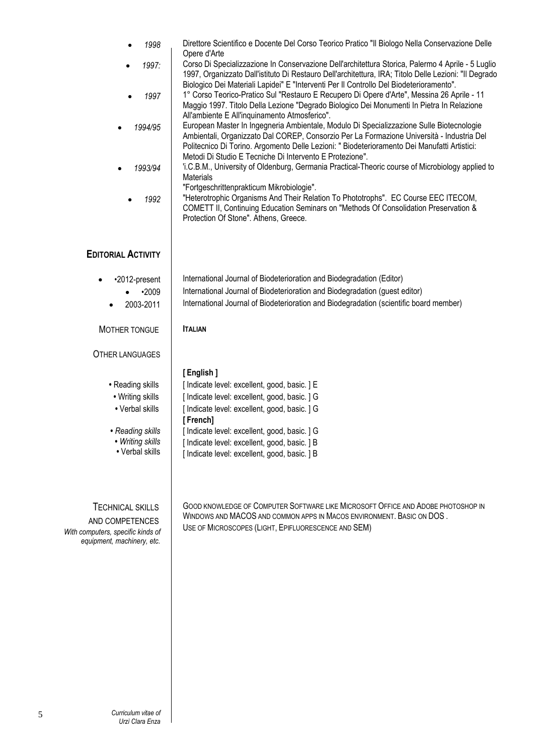- *1998* Direttore Scientifico e Docente Del Corso Teorico Pratico "Il Biologo Nella Conservazione Delle Opere d'Arte
- *1997:* Corso Di Specializzazione In Conservazione Dell'architettura Storica, Palermo 4 Aprile - 5 Luglio 1997, Organizzato Dall'istituto Di Restauro Dell'architettura, IRA; Titolo Delle Lezioni: "Il Degrado Biologico Dei Materiali Lapidei" E "Interventi Per Il Controllo Del Biodeterioramento".
- *1997* 1° Corso Teorico-Pratico Sul "Restauro E Recupero Di Opere d'Arte", Messina 26 Aprile - 11 Maggio 1997. Titolo Della Lezione "Degrado Biologico Dei Monumenti In Pietra In Relazione All'ambiente E All'inquinamento Atmosferico".
- *1994/95* European Master In Ingegneria Ambientale, Modulo Di Specializzazione Sulle Biotecnologie Ambientali, Organizzato Dal COREP, Consorzio Per La Formazione Università - Industria Del Politecnico Di Torino. Argomento Delle Lezioni: " Biodeterioramento Dei Manufatti Artistici: Metodi Di Studio E Tecniche Di Intervento E Protezione".
- *1993/94* 'i.C.B.M., University of Oldenburg, Germania Practical-Theoric course of Microbiology applied to Materials
  "Fortgeschrittenpraktikum Mikrobiologie".
- *1992* "Heterotrophic Organisms And Their Relation To Phototrophs". EC Course EEC ITECOM, COMETT II, Continuing Education Seminars on "Methods Of Consolidation Preservation & Protection Of Stone". Athens, Greece.

## EDITORIAL ACTIVITY

- •2012-present International Journal of Biodeterioration and Biodegradation (Editor)
- •2009 International Journal of Biodeterioration and Biodegradation (guest editor)
- 2003-2011 International Journal of Biodeterioration and Biodegradation (scientific board member)

**MOTHER TONGUE** **ITALIAN**

**OTHER LANGUAGES**

**[ English ]**

- Reading skills [ Indicate level: excellent, good, basic. ] E
- Writing skills [ Indicate level: excellent, good, basic. ] G
- Verbal skills [ Indicate level: excellent, good, basic. ] G

**[ French]**

- *Reading skills* [ Indicate level: excellent, good, basic. ] G
- *Writing skills* [ Indicate level: excellent, good, basic. ] B
- Verbal skills [ Indicate level: excellent, good, basic. ] B

**TECHNICAL SKILLS AND COMPETENCES**
*With computers, specific kinds of equipment, machinery, etc.*

GOOD KNOWLEDGE OF COMPUTER SOFTWARE LIKE MICROSOFT OFFICE AND ADOBE PHOTOSHOP IN WINDOWS AND MACOS AND COMMON APPS IN MACOS ENVIRONMENT. BASIC ON DOS .
USE OF MICROSCOPES (LIGHT, EPIFLUORESCENCE AND SEM)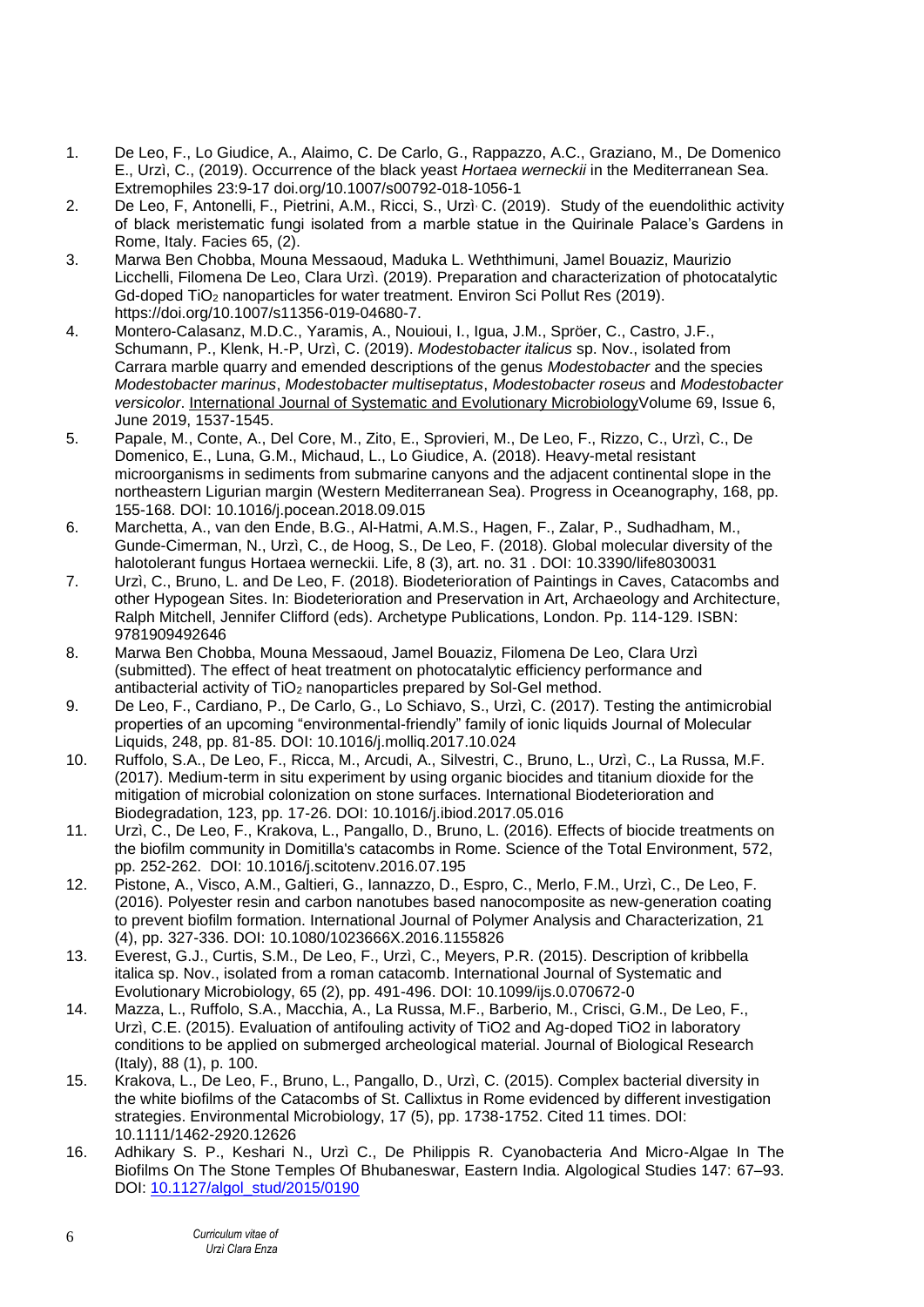1. De Leo, F., Lo Giudice, A., Alaimo, C. De Carlo, G., Rappazzo, A.C., Graziano, M., De Domenico E., Urzì, C., (2019). Occurrence of the black yeast *Hortaea werneckii* in the Mediterranean Sea. Extremophiles 23:9-17 doi.org/10.1007/s00792-018-1056-1
2. De Leo, F, Antonelli, F., Pietrini, A.M., Ricci, S., Urzì, C. (2019). Study of the euendolithic activity of black meristematic fungi isolated from a marble statue in the Quirinale Palace's Gardens in Rome, Italy. Facies 65, (2).
3. Marwa Ben Chobba, Mouna Messaoud, Maduka L. Weththimuni, Jamel Bouaziz, Maurizio Licchelli, Filomena De Leo, Clara Urzì. (2019). Preparation and characterization of photocatalytic Gd-doped $TiO_2$ nanoparticles for water treatment. Environ Sci Pollut Res (2019). https://doi.org/10.1007/s11356-019-04680-7.
4. Montero-Calasanz, M.D.C., Yaramis, A., Nouioui, I., Igua, J.M., Spröer, C., Castro, J.F., Schumann, P., Klenk, H.-P, Urzì, C. (2019). *Modestobacter italicus* sp. Nov., isolated from Carrara marble quarry and emended descriptions of the genus *Modestobacter* and the species *Modestobacter marinus*, *Modestobacter multiseptatus*, *Modestobacter roseus* and *Modestobacter versicolor*. International Journal of Systematic and Evolutionary MicrobiologyVolume 69, Issue 6, June 2019, 1537-1545.
5. Papale, M., Conte, A., Del Core, M., Zito, E., Sprovieri, M., De Leo, F., Rizzo, C., Urzì, C., De Domenico, E., Luna, G.M., Michaud, L., Lo Giudice, A. (2018). Heavy-metal resistant microorganisms in sediments from submarine canyons and the adjacent continental slope in the northeastern Ligurian margin (Western Mediterranean Sea). Progress in Oceanography, 168, pp. 155-168. DOI: 10.1016/j.pocean.2018.09.015
6. Marchetta, A., van den Ende, B.G., Al-Hatmi, A.M.S., Hagen, F., Zalar, P., Sudhadham, M., Gunde-Cimerman, N., Urzì, C., de Hoog, S., De Leo, F. (2018). Global molecular diversity of the halotolerant fungus Hortaea werneckii. Life, 8 (3), art. no. 31 . DOI: 10.3390/life8030031
7. Urzì, C., Bruno, L. and De Leo, F. (2018). Biodeterioration of Paintings in Caves, Catacombs and other Hypogean Sites. In: Biodeterioration and Preservation in Art, Archaeology and Architecture, Ralph Mitchell, Jennifer Clifford (eds). Archetype Publications, London. Pp. 114-129. ISBN: 9781909492646
8. Marwa Ben Chobba, Mouna Messaoud, Jamel Bouaziz, Filomena De Leo, Clara Urzì (submitted). The effect of heat treatment on photocatalytic efficiency performance and antibacterial activity of $TiO_2$ nanoparticles prepared by Sol-Gel method.
9. De Leo, F., Cardiano, P., De Carlo, G., Lo Schiavo, S., Urzì, C. (2017). Testing the antimicrobial properties of an upcoming "environmental-friendly" family of ionic liquids Journal of Molecular Liquids, 248, pp. 81-85. DOI: 10.1016/j.molliq.2017.10.024
10. Ruffolo, S.A., De Leo, F., Ricca, M., Arcudi, A., Silvestri, C., Bruno, L., Urzì, C., La Russa, M.F. (2017). Medium-term in situ experiment by using organic biocides and titanium dioxide for the mitigation of microbial colonization on stone surfaces. International Biodeterioration and Biodegradation, 123, pp. 17-26. DOI: 10.1016/j.ibiod.2017.05.016
11. Urzì, C., De Leo, F., Krakova, L., Pangallo, D., Bruno, L. (2016). Effects of biocide treatments on the biofilm community in Domitilla's catacombs in Rome. Science of the Total Environment, 572, pp. 252-262. DOI: 10.1016/j.scitotenv.2016.07.195
12. Pistone, A., Visco, A.M., Galtieri, G., Iannazzo, D., Espro, C., Merlo, F.M., Urzì, C., De Leo, F. (2016). Polyester resin and carbon nanotubes based nanocomposite as new-generation coating to prevent biofilm formation. International Journal of Polymer Analysis and Characterization, 21 (4), pp. 327-336. DOI: 10.1080/1023666X.2016.1155826
13. Everest, G.J., Curtis, S.M., De Leo, F., Urzì, C., Meyers, P.R. (2015). Description of kribbella italica sp. Nov., isolated from a roman catacomb. International Journal of Systematic and Evolutionary Microbiology, 65 (2), pp. 491-496. DOI: 10.1099/ijs.0.070672-0
14. Mazza, L., Ruffolo, S.A., Macchia, A., La Russa, M.F., Barberio, M., Crisci, G.M., De Leo, F., Urzì, C.E. (2015). Evaluation of antifouling activity of TiO2 and Ag-doped TiO2 in laboratory conditions to be applied on submerged archeological material. Journal of Biological Research (Italy), 88 (1), p. 100.
15. Krakova, L., De Leo, F., Bruno, L., Pangallo, D., Urzì, C. (2015). Complex bacterial diversity in the white biofilms of the Catacombs of St. Callixtus in Rome evidenced by different investigation strategies. Environmental Microbiology, 17 (5), pp. 1738-1752. Cited 11 times. DOI: 10.1111/1462-2920.12626
16. Adhikary S. P., Keshari N., Urzì C., De Philippis R. Cyanobacteria And Micro-Algae In The Biofilms On The Stone Temples Of Bhubaneswar, Eastern India. Algological Studies 147: 67–93. DOI: 10.1127/algol_stud/2015/0190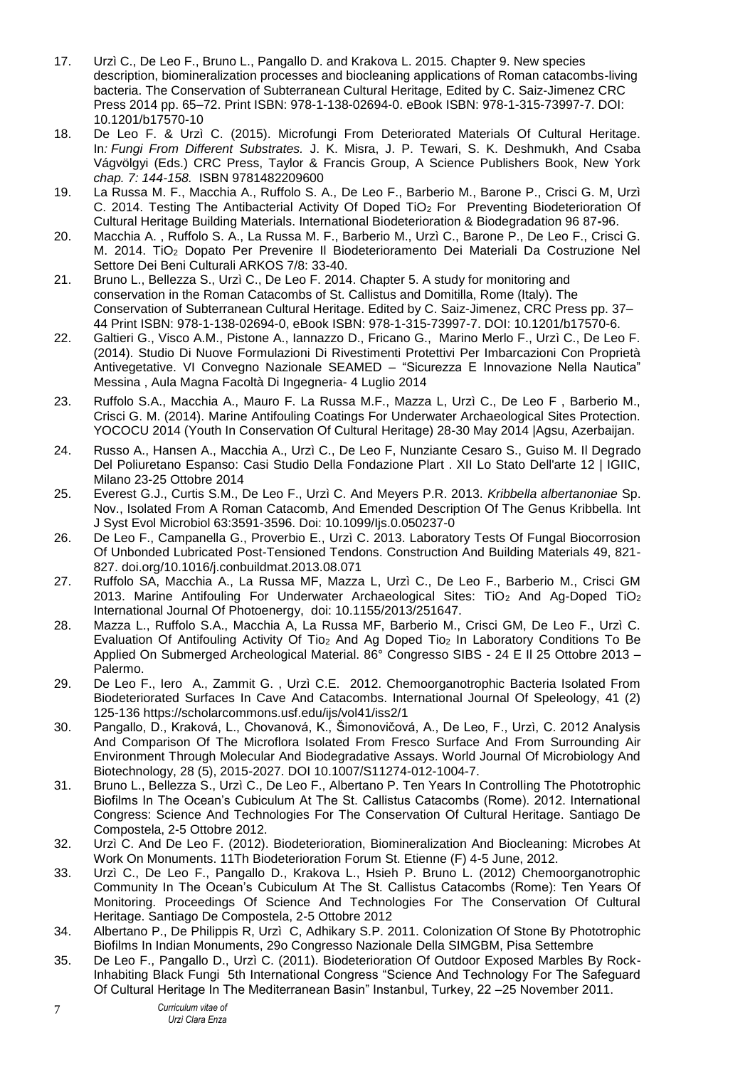17. Urzì C., De Leo F., Bruno L., Pangallo D. and Krakova L. 2015. Chapter 9. New species description, biomineralization processes and biocleaning applications of Roman catacombs-living bacteria. The Conservation of Subterranean Cultural Heritage, Edited by C. Saiz-Jimenez CRC Press 2014 pp. 65–72. Print ISBN: 978-1-138-02694-0. eBook ISBN: 978-1-315-73997-7. DOI: 10.1201/b17570-10
18. De Leo F. & Urzì C. (2015). Microfungi From Deteriorated Materials Of Cultural Heritage. In*: Fungi From Different Substrates.* J. K. Misra, J. P. Tewari, S. K. Deshmukh, And Csaba Vágvölgyi (Eds.) CRC Press, Taylor & Francis Group, A Science Publishers Book, New York *chap. 7: 144-158.* ISBN 9781482209600
19. La Russa M. F., Macchia A., Ruffolo S. A., De Leo F., Barberio M., Barone P., Crisci G. M, Urzì C. 2014. Testing The Antibacterial Activity Of Doped $TiO_2$ For Preventing Biodeterioration Of Cultural Heritage Building Materials. International Biodeterioration & Biodegradation 96 87-96.
20. Macchia A. , Ruffolo S. A., La Russa M. F., Barberio M., Urzì C., Barone P., De Leo F., Crisci G. M. 2014. $TiO_2$ Dopato Per Prevenire Il Biodeterioramento Dei Materiali Da Costruzione Nel Settore Dei Beni Culturali ARKOS 7/8: 33-40.
21. Bruno L., Bellezza S., Urzì C., De Leo F. 2014. Chapter 5. A study for monitoring and conservation in the Roman Catacombs of St. Callistus and Domitilla, Rome (Italy). The Conservation of Subterranean Cultural Heritage. Edited by C. Saiz-Jimenez, CRC Press pp. 37–44 Print ISBN: 978-1-138-02694-0, eBook ISBN: 978-1-315-73997-7. DOI: 10.1201/b17570-6.
22. Galtieri G., Visco A.M., Pistone A., Iannazzo D., Fricano G., Marino Merlo F., Urzì C., De Leo F. (2014). Studio Di Nuove Formulazioni Di Rivestimenti Protettivi Per Imbarcazioni Con Proprietà Antivegetative. VI Convegno Nazionale SEAMED – "Sicurezza E Innovazione Nella Nautica" Messina , Aula Magna Facoltà Di Ingegneria- 4 Luglio 2014
23. Ruffolo S.A., Macchia A., Mauro F. La Russa M.F., Mazza L, Urzì C., De Leo F , Barberio M., Crisci G. M. (2014). Marine Antifouling Coatings For Underwater Archaeological Sites Protection. YOCOCU 2014 (Youth In Conservation Of Cultural Heritage) 28-30 May 2014 |Agsu, Azerbaijan.
24. Russo A., Hansen A., Macchia A., Urzì C., De Leo F, Nunziante Cesaro S., Guiso M. Il Degrado Del Poliuretano Espanso: Casi Studio Della Fondazione Plart . XII Lo Stato Dell'arte 12 | IGIIC, Milano 23-25 Ottobre 2014
25. Everest G.J., Curtis S.M., De Leo F., Urzì C. And Meyers P.R. 2013. *Kribbella albertanoniae* Sp. Nov., Isolated From A Roman Catacomb, And Emended Description Of The Genus Kribbella. Int J Syst Evol Microbiol 63:3591-3596. Doi: 10.1099/Ijs.0.050237-0
26. De Leo F., Campanella G., Proverbio E., Urzì C. 2013. Laboratory Tests Of Fungal Biocorrosion Of Unbonded Lubricated Post-Tensioned Tendons. Construction And Building Materials 49, 821-827. doi.org/10.1016/j.conbuildmat.2013.08.071
27. Ruffolo SA, Macchia A., La Russa MF, Mazza L, Urzì C., De Leo F., Barberio M., Crisci GM 2013. Marine Antifouling For Underwater Archaeological Sites: $TiO_2$ And Ag-Doped $TiO_2$ International Journal Of Photoenergy, doi: 10.1155/2013/251647.
28. Mazza L., Ruffolo S.A., Macchia A, La Russa MF, Barberio M., Crisci GM, De Leo F., Urzì C. Evaluation Of Antifouling Activity Of $Tio_2$ And Ag Doped $Tio_2$ In Laboratory Conditions To Be Applied On Submerged Archeological Material. 86° Congresso SIBS - 24 E Il 25 Ottobre 2013 – Palermo.
29. De Leo F., Iero A., Zammit G. , Urzì C.E. 2012. Chemoorganotrophic Bacteria Isolated From Biodeteriorated Surfaces In Cave And Catacombs. International Journal Of Speleology, 41 (2) 125-136 https://scholarcommons.usf.edu/ijs/vol41/iss2/1
30. Pangallo, D., Kraková, L., Chovanová, K., Šimonovičová, A., De Leo, F., Urzì, C. 2012 Analysis And Comparison Of The Microflora Isolated From Fresco Surface And From Surrounding Air Environment Through Molecular And Biodegradative Assays. World Journal Of Microbiology And Biotechnology, 28 (5), 2015-2027. DOI 10.1007/S11274-012-1004-7.
31. Bruno L., Bellezza S., Urzì C., De Leo F., Albertano P. Ten Years In Controlling The Phototrophic Biofilms In The Ocean's Cubiculum At The St. Callistus Catacombs (Rome). 2012. International Congress: Science And Technologies For The Conservation Of Cultural Heritage. Santiago De Compostela, 2-5 Ottobre 2012.
32. Urzì C. And De Leo F. (2012). Biodeterioration, Biomineralization And Biocleaning: Microbes At Work On Monuments. 11Th Biodeterioration Forum St. Etienne (F) 4-5 June, 2012.
33. Urzì C., De Leo F., Pangallo D., Krakova L., Hsieh P. Bruno L. (2012) Chemoorganotrophic Community In The Ocean's Cubiculum At The St. Callistus Catacombs (Rome): Ten Years Of Monitoring. Proceedings Of Science And Technologies For The Conservation Of Cultural Heritage. Santiago De Compostela, 2-5 Ottobre 2012
34. Albertano P., De Philippis R, Urzì C, Adhikary S.P. 2011. Colonization Of Stone By Phototrophic Biofilms In Indian Monuments, 29o Congresso Nazionale Della SIMGBM, Pisa Settembre
35. De Leo F., Pangallo D., Urzì C. (2011). Biodeterioration Of Outdoor Exposed Marbles By Rock-Inhabiting Black Fungi 5th International Congress "Science And Technology For The Safeguard Of Cultural Heritage In The Mediterranean Basin" Instanbul, Turkey, 22 –25 November 2011.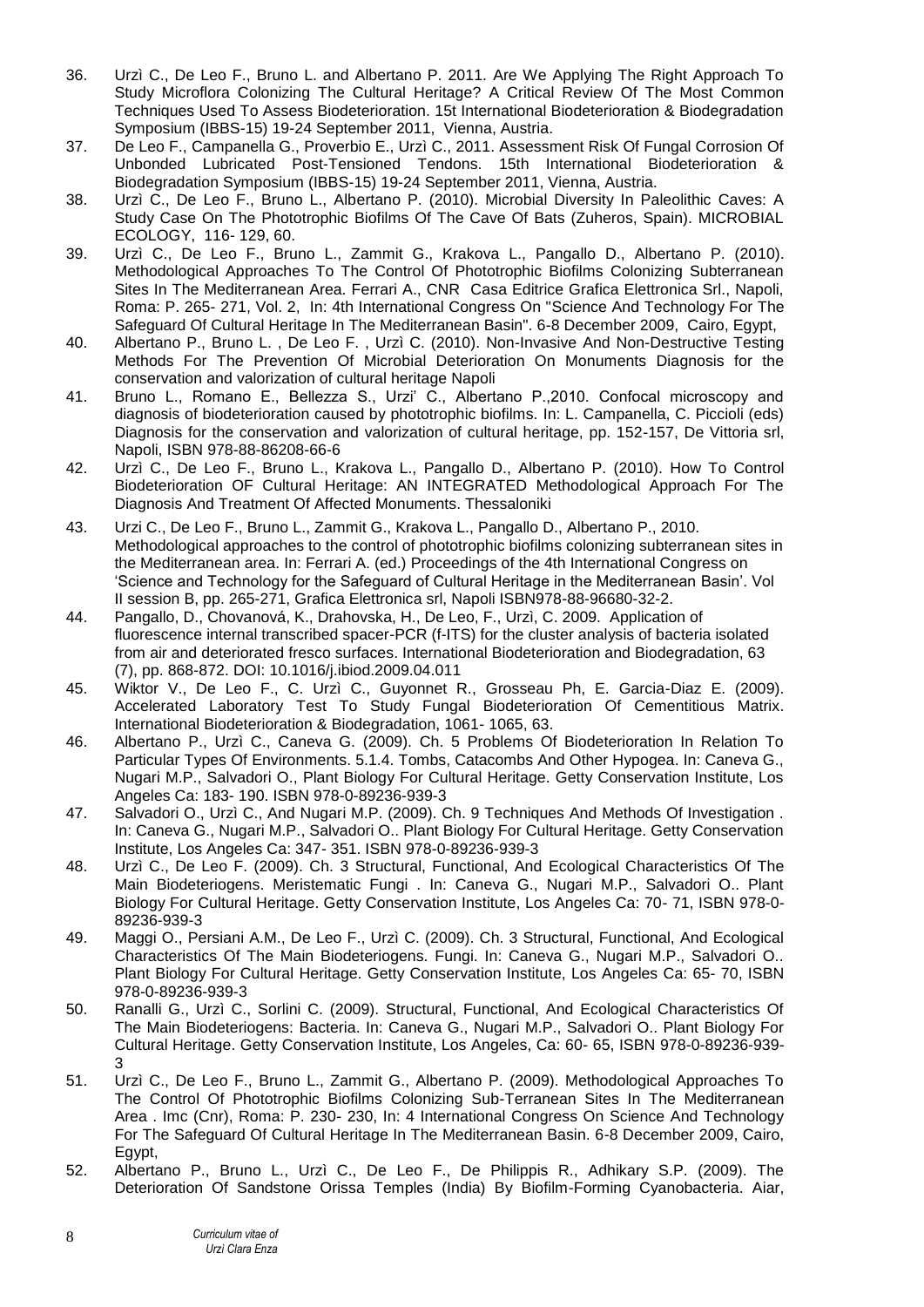36. Urzì C., De Leo F., Bruno L. and Albertano P. 2011. Are We Applying The Right Approach To Study Microflora Colonizing The Cultural Heritage? A Critical Review Of The Most Common Techniques Used To Assess Biodeterioration. 15t International Biodeterioration & Biodegradation Symposium (IBBS-15) 19-24 September 2011, Vienna, Austria.
37. De Leo F., Campanella G., Proverbio E., Urzì C., 2011. Assessment Risk Of Fungal Corrosion Of Unbonded Lubricated Post-Tensioned Tendons. 15th International Biodeterioration & Biodegradation Symposium (IBBS-15) 19-24 September 2011, Vienna, Austria.
38. Urzì C., De Leo F., Bruno L., Albertano P. (2010). Microbial Diversity In Paleolithic Caves: A Study Case On The Phototrophic Biofilms Of The Cave Of Bats (Zuheros, Spain). MICROBIAL ECOLOGY, 116- 129, 60.
39. Urzì C., De Leo F., Bruno L., Zammit G., Krakova L., Pangallo D., Albertano P. (2010). Methodological Approaches To The Control Of Phototrophic Biofilms Colonizing Subterranean Sites In The Mediterranean Area. Ferrari A., CNR Casa Editrice Grafica Elettronica Srl., Napoli, Roma: P. 265- 271, Vol. 2, In: 4th International Congress On "Science And Technology For The Safeguard Of Cultural Heritage In The Mediterranean Basin". 6-8 December 2009, Cairo, Egypt,
40. Albertano P., Bruno L. , De Leo F. , Urzì C. (2010). Non-Invasive And Non-Destructive Testing Methods For The Prevention Of Microbial Deterioration On Monuments Diagnosis for the conservation and valorization of cultural heritage Napoli
41. Bruno L., Romano E., Bellezza S., Urzi' C., Albertano P.,2010. Confocal microscopy and diagnosis of biodeterioration caused by phototrophic biofilms. In: L. Campanella, C. Piccioli (eds) Diagnosis for the conservation and valorization of cultural heritage, pp. 152-157, De Vittoria srl, Napoli, ISBN 978-88-86208-66-6
42. Urzì C., De Leo F., Bruno L., Krakova L., Pangallo D., Albertano P. (2010). How To Control Biodeterioration OF Cultural Heritage: AN INTEGRATED Methodological Approach For The Diagnosis And Treatment Of Affected Monuments. Thessaloniki
43. Urzi C., De Leo F., Bruno L., Zammit G., Krakova L., Pangallo D., Albertano P., 2010. Methodological approaches to the control of phototrophic biofilms colonizing subterranean sites in the Mediterranean area. In: Ferrari A. (ed.) Proceedings of the 4th International Congress on 'Science and Technology for the Safeguard of Cultural Heritage in the Mediterranean Basin'. Vol II session B, pp. 265-271, Grafica Elettronica srl, Napoli ISBN978-88-96680-32-2.
44. Pangallo, D., Chovanová, K., Drahovska, H., De Leo, F., Urzì, C. 2009. Application of fluorescence internal transcribed spacer-PCR (f-ITS) for the cluster analysis of bacteria isolated from air and deteriorated fresco surfaces. International Biodeterioration and Biodegradation, 63 (7), pp. 868-872. DOI: 10.1016/j.ibiod.2009.04.011
45. Wiktor V., De Leo F., C. Urzì C., Guyonnet R., Grosseau Ph, E. Garcia-Diaz E. (2009). Accelerated Laboratory Test To Study Fungal Biodeterioration Of Cementitious Matrix. International Biodeterioration & Biodegradation, 1061- 1065, 63.
46. Albertano P., Urzì C., Caneva G. (2009). Ch. 5 Problems Of Biodeterioration In Relation To Particular Types Of Environments. 5.1.4. Tombs, Catacombs And Other Hypogea. In: Caneva G., Nugari M.P., Salvadori O., Plant Biology For Cultural Heritage. Getty Conservation Institute, Los Angeles Ca: 183- 190. ISBN 978-0-89236-939-3
47. Salvadori O., Urzì C., And Nugari M.P. (2009). Ch. 9 Techniques And Methods Of Investigation . In: Caneva G., Nugari M.P., Salvadori O.. Plant Biology For Cultural Heritage. Getty Conservation Institute, Los Angeles Ca: 347- 351. ISBN 978-0-89236-939-3
48. Urzì C., De Leo F. (2009). Ch. 3 Structural, Functional, And Ecological Characteristics Of The Main Biodeteriogens. Meristematic Fungi . In: Caneva G., Nugari M.P., Salvadori O.. Plant Biology For Cultural Heritage. Getty Conservation Institute, Los Angeles Ca: 70- 71, ISBN 978-0-89236-939-3
49. Maggi O., Persiani A.M., De Leo F., Urzì C. (2009). Ch. 3 Structural, Functional, And Ecological Characteristics Of The Main Biodeteriogens. Fungi. In: Caneva G., Nugari M.P., Salvadori O.. Plant Biology For Cultural Heritage. Getty Conservation Institute, Los Angeles Ca: 65- 70, ISBN 978-0-89236-939-3
50. Ranalli G., Urzì C., Sorlini C. (2009). Structural, Functional, And Ecological Characteristics Of The Main Biodeteriogens: Bacteria. In: Caneva G., Nugari M.P., Salvadori O.. Plant Biology For Cultural Heritage. Getty Conservation Institute, Los Angeles, Ca: 60- 65, ISBN 978-0-89236-939-3
51. Urzì C., De Leo F., Bruno L., Zammit G., Albertano P. (2009). Methodological Approaches To The Control Of Phototrophic Biofilms Colonizing Sub-Terranean Sites In The Mediterranean Area . Imc (Cnr), Roma: P. 230- 230, In: 4 International Congress On Science And Technology For The Safeguard Of Cultural Heritage In The Mediterranean Basin. 6-8 December 2009, Cairo, Egypt,
52. Albertano P., Bruno L., Urzì C., De Leo F., De Philippis R., Adhikary S.P. (2009). The Deterioration Of Sandstone Orissa Temples (India) By Biofilm-Forming Cyanobacteria. Aiar,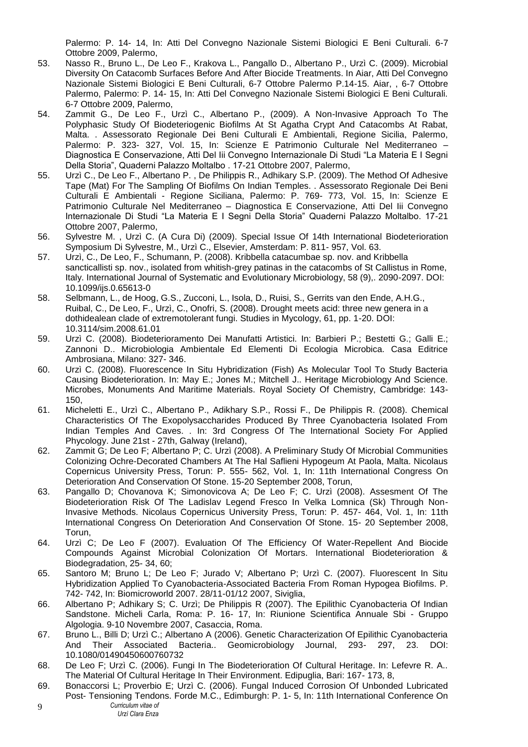Palermo: P. 14- 14, In: Atti Del Convegno Nazionale Sistemi Biologici E Beni Culturali. 6-7 Ottobre 2009, Palermo,

53. Nasso R., Bruno L., De Leo F., Krakova L., Pangallo D., Albertano P., Urzì C. (2009). Microbial Diversity On Catacomb Surfaces Before And After Biocide Treatments. In Aiar, Atti Del Convegno Nazionale Sistemi Biologici E Beni Culturali, 6-7 Ottobre Palermo P.14-15. Aiar, , 6-7 Ottobre Palermo, Palermo: P. 14- 15, In: Atti Del Convegno Nazionale Sistemi Biologici E Beni Culturali. 6-7 Ottobre 2009, Palermo,
54. Zammit G., De Leo F., Urzì C., Albertano P., (2009). A Non-Invasive Approach To The Polyphasic Study Of Biodeteriogenic Biofilms At St Agatha Crypt And Catacombs At Rabat, Malta. . Assessorato Regionale Dei Beni Culturali E Ambientali, Regione Sicilia, Palermo, Palermo: P. 323- 327, Vol. 15, In: Scienze E Patrimonio Culturale Nel Mediterraneo – Diagnostica E Conservazione, Atti Del Iii Convegno Internazionale Di Studi "La Materia E I Segni Della Storia", Quaderni Palazzo Moltalbo . 17-21 Ottobre 2007, Palermo,
55. Urzì C., De Leo F., Albertano P. , De Philippis R., Adhikary S.P. (2009). The Method Of Adhesive Tape (Mat) For The Sampling Of Biofilms On Indian Temples. . Assessorato Regionale Dei Beni Culturali E Ambientali - Regione Siciliana, Palermo: P. 769- 773, Vol. 15, In: Scienze E Patrimonio Culturale Nel Mediterraneo – Diagnostica E Conservazione, Atti Del Iii Convegno Internazionale Di Studi "La Materia E I Segni Della Storia" Quaderni Palazzo Moltalbo. 17-21 Ottobre 2007, Palermo,
56. Sylvestre M. , Urzì C. (A Cura Di) (2009). Special Issue Of 14th International Biodeterioration Symposium Di Sylvestre, M., Urzì C., Elsevier, Amsterdam: P. 811- 957, Vol. 63.
57. Urzì, C., De Leo, F., Schumann, P. (2008). Kribbella catacumbae sp. nov. and Kribbella sancticallisti sp. nov., isolated from whitish-grey patinas in the catacombs of St Callistus in Rome, Italy. International Journal of Systematic and Evolutionary Microbiology, 58 (9),. 2090-2097. DOI: 10.1099/ijs.0.65613-0
58. Selbmann, L., de Hoog, G.S., Zucconi, L., Isola, D., Ruisi, S., Gerrits van den Ende, A.H.G., Ruibal, C., De Leo, F., Urzì, C., Onofri, S. (2008). Drought meets acid: three new genera in a dothidealean clade of extremotolerant fungi. Studies in Mycology, 61, pp. 1-20. DOI: 10.3114/sim.2008.61.01
59. Urzì C. (2008). Biodeterioramento Dei Manufatti Artistici. In: Barbieri P.; Bestetti G.; Galli E.; Zannoni D.. Microbiologia Ambientale Ed Elementi Di Ecologia Microbica. Casa Editrice Ambrosiana, Milano: 327- 346.
60. Urzì C. (2008). Fluorescence In Situ Hybridization (Fish) As Molecular Tool To Study Bacteria Causing Biodeterioration. In: May E.; Jones M.; Mitchell J.. Heritage Microbiology And Science. Microbes, Monuments And Maritime Materials. Royal Society Of Chemistry, Cambridge: 143- 150,
61. Micheletti E., Urzì C., Albertano P., Adikhary S.P., Rossi F., De Philippis R. (2008). Chemical Characteristics Of The Exopolysaccharides Produced By Three Cyanobacteria Isolated From Indian Temples And Caves. . In: 3rd Congress Of The International Society For Applied Phycology. June 21st - 27th, Galway (Ireland),
62. Zammit G; De Leo F; Albertano P; C. Urzì (2008). A Preliminary Study Of Microbial Communities Colonizing Ochre-Decorated Chambers At The Hal Saflieni Hypogeum At Paola, Malta. Nicolaus Copernicus University Press, Torun: P. 555- 562, Vol. 1, In: 11th International Congress On Deterioration And Conservation Of Stone. 15-20 September 2008, Torun,
63. Pangallo D; Chovanova K; Simonovicova A; De Leo F; C. Urzì (2008). Assesment Of The Biodeterioration Risk Of The Ladislav Legend Fresco In Velka Lomnica (Sk) Through Non-Invasive Methods. Nicolaus Copernicus University Press, Torun: P. 457- 464, Vol. 1, In: 11th International Congress On Deterioration And Conservation Of Stone. 15- 20 September 2008, Torun,
64. Urzì C; De Leo F (2007). Evaluation Of The Efficiency Of Water-Repellent And Biocide Compounds Against Microbial Colonization Of Mortars. International Biodeterioration & Biodegradation, 25- 34, 60;
65. Santoro M; Bruno L; De Leo F; Jurado V; Albertano P; Urzì C. (2007). Fluorescent In Situ Hybridization Applied To Cyanobacteria-Associated Bacteria From Roman Hypogea Biofilms. P. 742- 742, In: Biomicroworld 2007. 28/11-01/12 2007, Siviglia,
66. Albertano P; Adhikary S; C. Urzì; De Philippis R (2007). The Epilithic Cyanobacteria Of Indian Sandstone. Micheli Carla, Roma: P. 16- 17, In: Riunione Scientifica Annuale Sbi - Gruppo Algologia. 9-10 Novembre 2007, Casaccia, Roma.
67. Bruno L., Billi D; Urzì C.; Albertano A (2006). Genetic Characterization Of Epilithic Cyanobacteria And Their Associated Bacteria.. Geomicrobiology Journal, 293- 297, 23. DOI: 10.1080/01490450600760732
68. De Leo F; Urzì C. (2006). Fungi In The Biodeterioration Of Cultural Heritage. In: Lefevre R. A.. The Material Of Cultural Heritage In Their Environment. Edipuglia, Bari: 167- 173, 8,
69. Bonaccorsi L; Proverbio E; Urzì C. (2006). Fungal Induced Corrosion Of Unbonded Lubricated Post- Tensioning Tendons. Forde M.C., Edimburgh: P. 1- 5, In: 11th International Conference On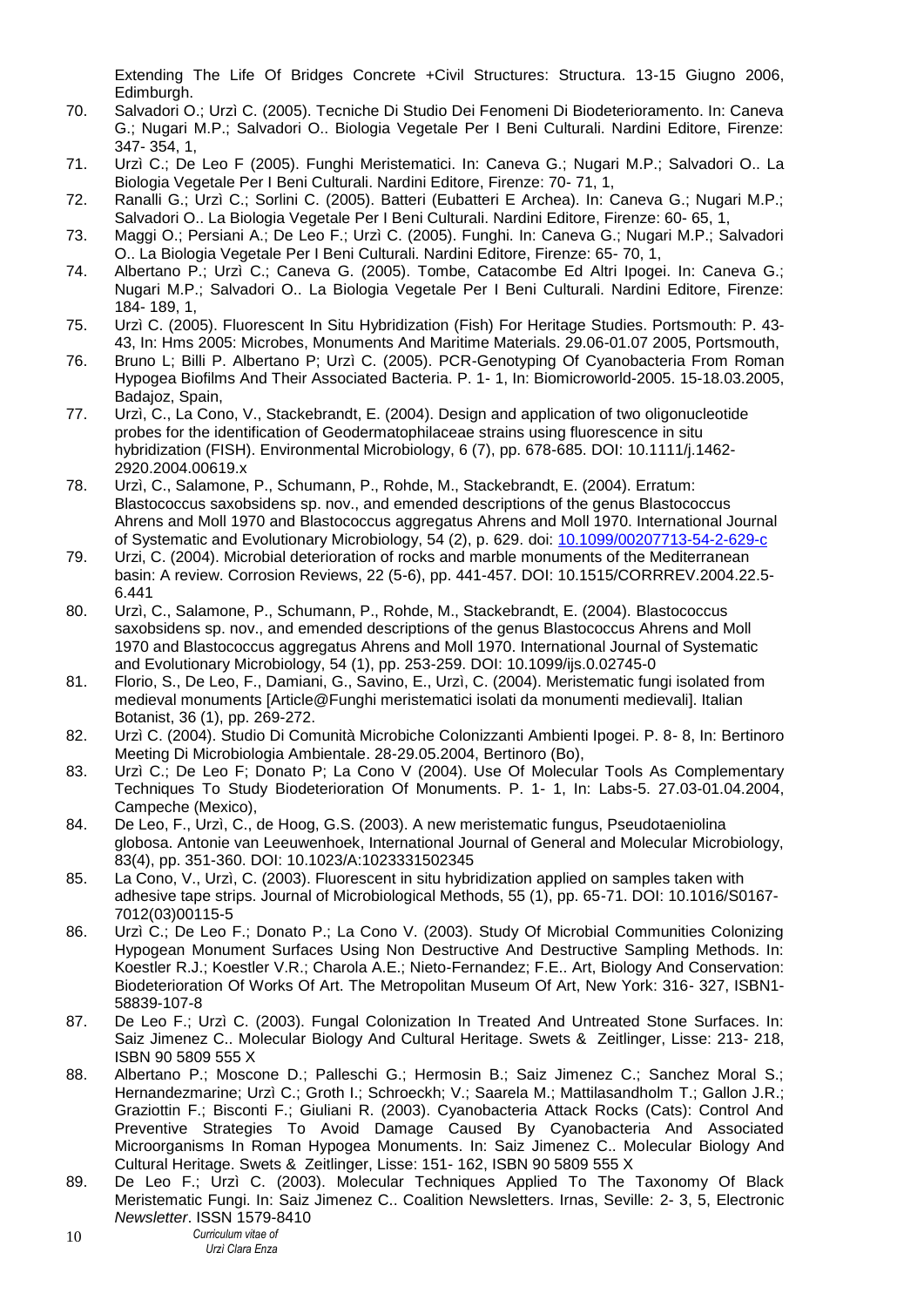Extending The Life Of Bridges Concrete +Civil Structures: Structura. 13-15 Giugno 2006, Edimburgh.

70. Salvadori O.; Urzì C. (2005). Tecniche Di Studio Dei Fenomeni Di Biodeterioramento. In: Caneva G.; Nugari M.P.; Salvadori O.. Biologia Vegetale Per I Beni Culturali. Nardini Editore, Firenze: 347- 354, 1,
71. Urzì C.; De Leo F (2005). Funghi Meristematici. In: Caneva G.; Nugari M.P.; Salvadori O.. La Biologia Vegetale Per I Beni Culturali. Nardini Editore, Firenze: 70- 71, 1,
72. Ranalli G.; Urzì C.; Sorlini C. (2005). Batteri (Eubatteri E Archea). In: Caneva G.; Nugari M.P.; Salvadori O.. La Biologia Vegetale Per I Beni Culturali. Nardini Editore, Firenze: 60- 65, 1,
73. Maggi O.; Persiani A.; De Leo F.; Urzì C. (2005). Funghi. In: Caneva G.; Nugari M.P.; Salvadori O.. La Biologia Vegetale Per I Beni Culturali. Nardini Editore, Firenze: 65- 70, 1,
74. Albertano P.; Urzì C.; Caneva G. (2005). Tombe, Catacombe Ed Altri Ipogei. In: Caneva G.; Nugari M.P.; Salvadori O.. La Biologia Vegetale Per I Beni Culturali. Nardini Editore, Firenze: 184- 189, 1,
75. Urzì C. (2005). Fluorescent In Situ Hybridization (Fish) For Heritage Studies. Portsmouth: P. 43- 43, In: Hms 2005: Microbes, Monuments And Maritime Materials. 29.06-01.07 2005, Portsmouth,
76. Bruno L; Billi P. Albertano P; Urzì C. (2005). PCR-Genotyping Of Cyanobacteria From Roman Hypogea Biofilms And Their Associated Bacteria. P. 1- 1, In: Biomicroworld-2005. 15-18.03.2005, Badajoz, Spain,
77. Urzì, C., La Cono, V., Stackebrandt, E. (2004). Design and application of two oligonucleotide probes for the identification of Geodermatophilaceae strains using fluorescence in situ hybridization (FISH). Environmental Microbiology, 6 (7), pp. 678-685. DOI: 10.1111/j.1462-2920.2004.00619.x
78. Urzì, C., Salamone, P., Schumann, P., Rohde, M., Stackebrandt, E. (2004). Erratum: Blastococcus saxobsidens sp. nov., and emended descriptions of the genus Blastococcus Ahrens and Moll 1970 and Blastococcus aggregatus Ahrens and Moll 1970. International Journal of Systematic and Evolutionary Microbiology, 54 (2), p. 629. doi: 10.1099/00207713-54-2-629-c
79. Urzi, C. (2004). Microbial deterioration of rocks and marble monuments of the Mediterranean basin: A review. Corrosion Reviews, 22 (5-6), pp. 441-457. DOI: 10.1515/CORRREV.2004.22.5-6.441
80. Urzì, C., Salamone, P., Schumann, P., Rohde, M., Stackebrandt, E. (2004). Blastococcus saxobsidens sp. nov., and emended descriptions of the genus Blastococcus Ahrens and Moll 1970 and Blastococcus aggregatus Ahrens and Moll 1970. International Journal of Systematic and Evolutionary Microbiology, 54 (1), pp. 253-259. DOI: 10.1099/ijs.0.02745-0
81. Florio, S., De Leo, F., Damiani, G., Savino, E., Urzì, C. (2004). Meristematic fungi isolated from medieval monuments [Article@Funghi meristematici isolati da monumenti medievali]. Italian Botanist, 36 (1), pp. 269-272.
82. Urzì C. (2004). Studio Di Comunità Microbiche Colonizzanti Ambienti Ipogei. P. 8- 8, In: Bertinoro Meeting Di Microbiologia Ambientale. 28-29.05.2004, Bertinoro (Bo),
83. Urzì C.; De Leo F; Donato P; La Cono V (2004). Use Of Molecular Tools As Complementary Techniques To Study Biodeterioration Of Monuments. P. 1- 1, In: Labs-5. 27.03-01.04.2004, Campeche (Mexico),
84. De Leo, F., Urzì, C., de Hoog, G.S. (2003). A new meristematic fungus, Pseudotaeniolina globosa. Antonie van Leeuwenhoek, International Journal of General and Molecular Microbiology, 83(4), pp. 351-360. DOI: 10.1023/A:1023331502345
85. La Cono, V., Urzì, C. (2003). Fluorescent in situ hybridization applied on samples taken with adhesive tape strips. Journal of Microbiological Methods, 55 (1), pp. 65-71. DOI: 10.1016/S0167-7012(03)00115-5
86. Urzì C.; De Leo F.; Donato P.; La Cono V. (2003). Study Of Microbial Communities Colonizing Hypogean Monument Surfaces Using Non Destructive And Destructive Sampling Methods. In: Koestler R.J.; Koestler V.R.; Charola A.E.; Nieto-Fernandez; F.E.. Art, Biology And Conservation: Biodeterioration Of Works Of Art. The Metropolitan Museum Of Art, New York: 316- 327, ISBN1-58839-107-8
87. De Leo F.; Urzì C. (2003). Fungal Colonization In Treated And Untreated Stone Surfaces. In: Saiz Jimenez C.. Molecular Biology And Cultural Heritage. Swets & Zeitlinger, Lisse: 213- 218, ISBN 90 5809 555 X
88. Albertano P.; Moscone D.; Palleschi G.; Hermosin B.; Saiz Jimenez C.; Sanchez Moral S.; Hernandezmarine; Urzì C.; Groth I.; Schroeckh; V.; Saarela M.; Mattilasandholm T.; Gallon J.R.; Graziottin F.; Bisconti F.; Giuliani R. (2003). Cyanobacteria Attack Rocks (Cats): Control And Preventive Strategies To Avoid Damage Caused By Cyanobacteria And Associated Microorganisms In Roman Hypogea Monuments. In: Saiz Jimenez C.. Molecular Biology And Cultural Heritage. Swets & Zeitlinger, Lisse: 151- 162, ISBN 90 5809 555 X
89. De Leo F.; Urzì C. (2003). Molecular Techniques Applied To The Taxonomy Of Black Meristematic Fungi. In: Saiz Jimenez C.. Coalition Newsletters. Irnas, Seville: 2- 3, 5, Electronic *Newsletter*. ISSN 1579-8410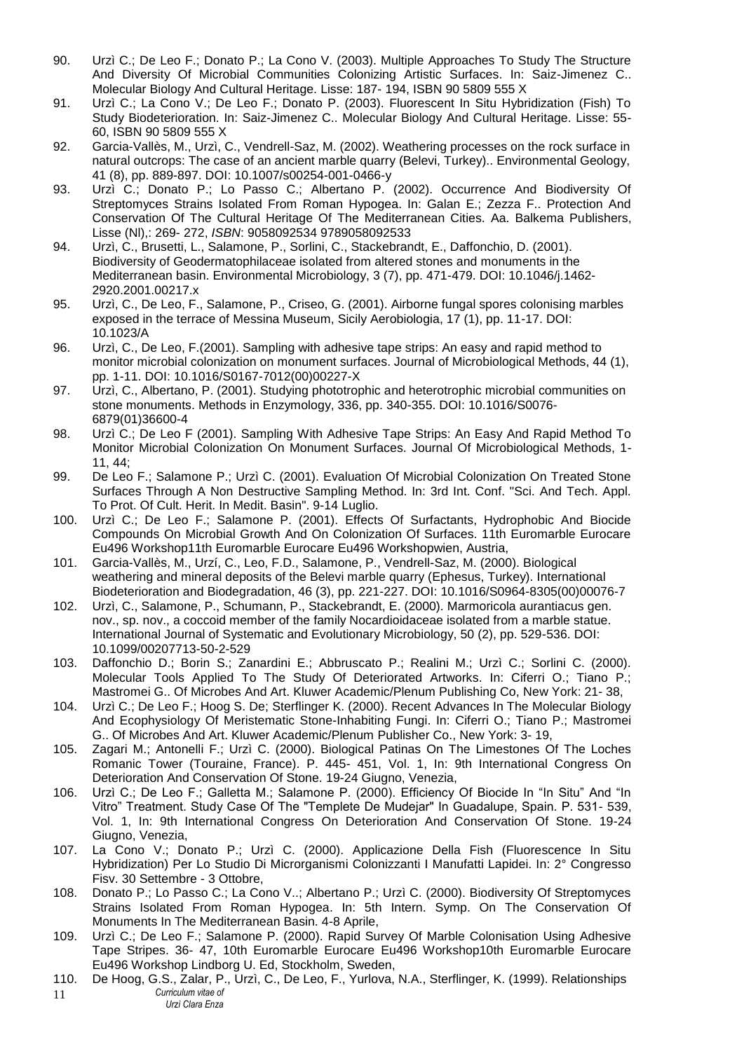90. Urzì C.; De Leo F.; Donato P.; La Cono V. (2003). Multiple Approaches To Study The Structure And Diversity Of Microbial Communities Colonizing Artistic Surfaces. In: Saiz-Jimenez C.. Molecular Biology And Cultural Heritage. Lisse: 187- 194, ISBN 90 5809 555 X
91. Urzì C.; La Cono V.; De Leo F.; Donato P. (2003). Fluorescent In Situ Hybridization (Fish) To Study Biodeterioration. In: Saiz-Jimenez C.. Molecular Biology And Cultural Heritage. Lisse: 55- 60, ISBN 90 5809 555 X
92. Garcia-Vallès, M., Urzì, C., Vendrell-Saz, M. (2002). Weathering processes on the rock surface in natural outcrops: The case of an ancient marble quarry (Belevi, Turkey).. Environmental Geology, 41 (8), pp. 889-897. DOI: 10.1007/s00254-001-0466-y
93. Urzì C.; Donato P.; Lo Passo C.; Albertano P. (2002). Occurrence And Biodiversity Of Streptomyces Strains Isolated From Roman Hypogea. In: Galan E.; Zezza F.. Protection And Conservation Of The Cultural Heritage Of The Mediterranean Cities. Aa. Balkema Publishers, Lisse (Nl),: 269- 272, *ISBN*: 9058092534 9789058092533
94. Urzì, C., Brusetti, L., Salamone, P., Sorlini, C., Stackebrandt, E., Daffonchio, D. (2001). Biodiversity of Geodermatophilaceae isolated from altered stones and monuments in the Mediterranean basin. Environmental Microbiology, 3 (7), pp. 471-479. DOI: 10.1046/j.1462-2920.2001.00217.x
95. Urzì, C., De Leo, F., Salamone, P., Criseo, G. (2001). Airborne fungal spores colonising marbles exposed in the terrace of Messina Museum, Sicily Aerobiologia, 17 (1), pp. 11-17. DOI: 10.1023/A
96. Urzì, C., De Leo, F.(2001). Sampling with adhesive tape strips: An easy and rapid method to monitor microbial colonization on monument surfaces. Journal of Microbiological Methods, 44 (1), pp. 1-11. DOI: 10.1016/S0167-7012(00)00227-X
97. Urzì, C., Albertano, P. (2001). Studying phototrophic and heterotrophic microbial communities on stone monuments. Methods in Enzymology, 336, pp. 340-355. DOI: 10.1016/S0076-6879(01)36600-4
98. Urzì C.; De Leo F (2001). Sampling With Adhesive Tape Strips: An Easy And Rapid Method To Monitor Microbial Colonization On Monument Surfaces. Journal Of Microbiological Methods, 1-11, 44;
99. De Leo F.; Salamone P.; Urzì C. (2001). Evaluation Of Microbial Colonization On Treated Stone Surfaces Through A Non Destructive Sampling Method. In: 3rd Int. Conf. "Sci. And Tech. Appl. To Prot. Of Cult. Herit. In Medit. Basin". 9-14 Luglio.
100. Urzì C.; De Leo F.; Salamone P. (2001). Effects Of Surfactants, Hydrophobic And Biocide Compounds On Microbial Growth And On Colonization Of Surfaces. 11th Euromarble Eurocare Eu496 Workshop11th Euromarble Eurocare Eu496 Workshopwien, Austria,
101. Garcia-Vallès, M., Urzí, C., Leo, F.D., Salamone, P., Vendrell-Saz, M. (2000). Biological weathering and mineral deposits of the Belevi marble quarry (Ephesus, Turkey). International Biodeterioration and Biodegradation, 46 (3), pp. 221-227. DOI: 10.1016/S0964-8305(00)00076-7
102. Urzì, C., Salamone, P., Schumann, P., Stackebrandt, E. (2000). Marmoricola aurantiacus gen. nov., sp. nov., a coccoid member of the family Nocardioidaceae isolated from a marble statue. International Journal of Systematic and Evolutionary Microbiology, 50 (2), pp. 529-536. DOI: 10.1099/00207713-50-2-529
103. Daffonchio D.; Borin S.; Zanardini E.; Abbruscato P.; Realini M.; Urzì C.; Sorlini C. (2000). Molecular Tools Applied To The Study Of Deteriorated Artworks. In: Ciferri O.; Tiano P.; Mastromei G.. Of Microbes And Art. Kluwer Academic/Plenum Publishing Co, New York: 21- 38,
104. Urzì C.; De Leo F.; Hoog S. De; Sterflinger K. (2000). Recent Advances In The Molecular Biology And Ecophysiology Of Meristematic Stone-Inhabiting Fungi. In: Ciferri O.; Tiano P.; Mastromei G.. Of Microbes And Art. Kluwer Academic/Plenum Publisher Co., New York: 3- 19,
105. Zagari M.; Antonelli F.; Urzì C. (2000). Biological Patinas On The Limestones Of The Loches Romanic Tower (Touraine, France). P. 445- 451, Vol. 1, In: 9th International Congress On Deterioration And Conservation Of Stone. 19-24 Giugno, Venezia,
106. Urzì C.; De Leo F.; Galletta M.; Salamone P. (2000). Efficiency Of Biocide In "In Situ" And "In Vitro" Treatment. Study Case Of The "Templete De Mudejar" In Guadalupe, Spain. P. 531- 539, Vol. 1, In: 9th International Congress On Deterioration And Conservation Of Stone. 19-24 Giugno, Venezia,
107. La Cono V.; Donato P.; Urzì C. (2000). Applicazione Della Fish (Fluorescence In Situ Hybridization) Per Lo Studio Di Microrganismi Colonizzanti I Manufatti Lapidei. In: 2° Congresso Fisv. 30 Settembre - 3 Ottobre,
108. Donato P.; Lo Passo C.; La Cono V..; Albertano P.; Urzì C. (2000). Biodiversity Of Streptomyces Strains Isolated From Roman Hypogea. In: 5th Intern. Symp. On The Conservation Of Monuments In The Mediterranean Basin. 4-8 Aprile,
109. Urzì C.; De Leo F.; Salamone P. (2000). Rapid Survey Of Marble Colonisation Using Adhesive Tape Stripes. 36- 47, 10th Euromarble Eurocare Eu496 Workshop10th Euromarble Eurocare Eu496 Workshop Lindborg U. Ed, Stockholm, Sweden,
110. De Hoog, G.S., Zalar, P., Urzì, C., De Leo, F., Yurlova, N.A., Sterflinger, K. (1999). Relationships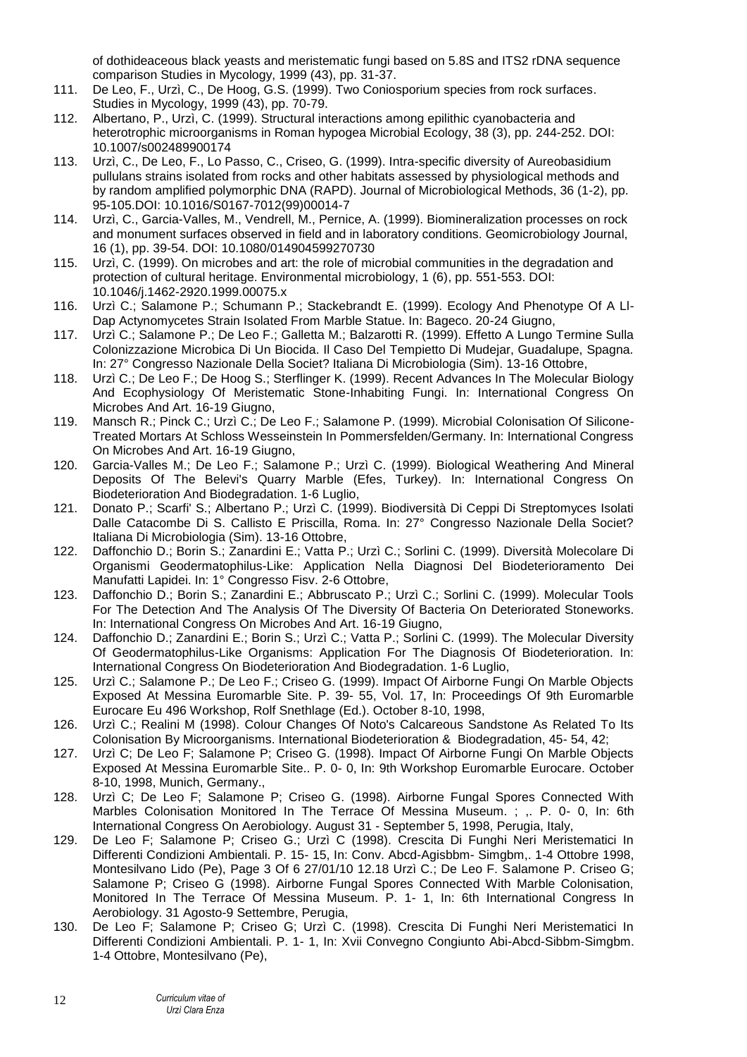of dothideaceous black yeasts and meristematic fungi based on 5.8S and ITS2 rDNA sequence comparison Studies in Mycology, 1999 (43), pp. 31-37.

111. De Leo, F., Urzì, C., De Hoog, G.S. (1999). Two Coniosporium species from rock surfaces. Studies in Mycology, 1999 (43), pp. 70-79.
112. Albertano, P., Urzì, C. (1999). Structural interactions among epilithic cyanobacteria and heterotrophic microorganisms in Roman hypogea Microbial Ecology, 38 (3), pp. 244-252. DOI: 10.1007/s002489900174
113. Urzì, C., De Leo, F., Lo Passo, C., Criseo, G. (1999). Intra-specific diversity of Aureobasidium pullulans strains isolated from rocks and other habitats assessed by physiological methods and by random amplified polymorphic DNA (RAPD). Journal of Microbiological Methods, 36 (1-2), pp. 95-105.DOI: 10.1016/S0167-7012(99)00014-7
114. Urzì, C., Garcia-Valles, M., Vendrell, M., Pernice, A. (1999). Biomineralization processes on rock and monument surfaces observed in field and in laboratory conditions. Geomicrobiology Journal, 16 (1), pp. 39-54. DOI: 10.1080/014904599270730
115. Urzì, C. (1999). On microbes and art: the role of microbial communities in the degradation and protection of cultural heritage. Environmental microbiology, 1 (6), pp. 551-553. DOI: 10.1046/j.1462-2920.1999.00075.x
116. Urzì C.; Salamone P.; Schumann P.; Stackebrandt E. (1999). Ecology And Phenotype Of A Ll-Dap Actynomycetes Strain Isolated From Marble Statue. In: Bageco. 20-24 Giugno,
117. Urzì C.; Salamone P.; De Leo F.; Galletta M.; Balzarotti R. (1999). Effetto A Lungo Termine Sulla Colonizzazione Microbica Di Un Biocida. Il Caso Del Tempietto Di Mudejar, Guadalupe, Spagna. In: 27° Congresso Nazionale Della Societ? Italiana Di Microbiologia (Sim). 13-16 Ottobre,
118. Urzì C.; De Leo F.; De Hoog S.; Sterflinger K. (1999). Recent Advances In The Molecular Biology And Ecophysiology Of Meristematic Stone-Inhabiting Fungi. In: International Congress On Microbes And Art. 16-19 Giugno,
119. Mansch R.; Pinck C.; Urzì C.; De Leo F.; Salamone P. (1999). Microbial Colonisation Of Silicone-Treated Mortars At Schloss Wesseinstein In Pommersfelden/Germany. In: International Congress On Microbes And Art. 16-19 Giugno,
120. Garcia-Valles M.; De Leo F.; Salamone P.; Urzì C. (1999). Biological Weathering And Mineral Deposits Of The Belevi's Quarry Marble (Efes, Turkey). In: International Congress On Biodeterioration And Biodegradation. 1-6 Luglio,
121. Donato P.; Scarfi' S.; Albertano P.; Urzì C. (1999). Biodiversità Di Ceppi Di Streptomyces Isolati Dalle Catacombe Di S. Callisto E Priscilla, Roma. In: 27° Congresso Nazionale Della Societ? Italiana Di Microbiologia (Sim). 13-16 Ottobre,
122. Daffonchio D.; Borin S.; Zanardini E.; Vatta P.; Urzì C.; Sorlini C. (1999). Diversità Molecolare Di Organismi Geodermatophilus-Like: Application Nella Diagnosi Del Biodeterioramento Dei Manufatti Lapidei. In: 1° Congresso Fisv. 2-6 Ottobre,
123. Daffonchio D.; Borin S.; Zanardini E.; Abbruscato P.; Urzì C.; Sorlini C. (1999). Molecular Tools For The Detection And The Analysis Of The Diversity Of Bacteria On Deteriorated Stoneworks. In: International Congress On Microbes And Art. 16-19 Giugno,
124. Daffonchio D.; Zanardini E.; Borin S.; Urzì C.; Vatta P.; Sorlini C. (1999). The Molecular Diversity Of Geodermatophilus-Like Organisms: Application For The Diagnosis Of Biodeterioration. In: International Congress On Biodeterioration And Biodegradation. 1-6 Luglio,
125. Urzì C.; Salamone P.; De Leo F.; Criseo G. (1999). Impact Of Airborne Fungi On Marble Objects Exposed At Messina Euromarble Site. P. 39- 55, Vol. 17, In: Proceedings Of 9th Euromarble Eurocare Eu 496 Workshop, Rolf Snethlage (Ed.). October 8-10, 1998,
126. Urzì C.; Realini M (1998). Colour Changes Of Noto's Calcareous Sandstone As Related To Its Colonisation By Microorganisms. International Biodeterioration & Biodegradation, 45- 54, 42;
127. Urzì C; De Leo F; Salamone P; Criseo G. (1998). Impact Of Airborne Fungi On Marble Objects Exposed At Messina Euromarble Site.. P. 0- 0, In: 9th Workshop Euromarble Eurocare. October 8-10, 1998, Munich, Germany.,
128. Urzì C; De Leo F; Salamone P; Criseo G. (1998). Airborne Fungal Spores Connected With Marbles Colonisation Monitored In The Terrace Of Messina Museum. ; ,. P. 0- 0, In: 6th International Congress On Aerobiology. August 31 - September 5, 1998, Perugia, Italy,
129. De Leo F; Salamone P; Criseo G.; Urzì C (1998). Crescita Di Funghi Neri Meristematici In Differenti Condizioni Ambientali. P. 15- 15, In: Conv. Abcd-Agisbbm- Simgbm,. 1-4 Ottobre 1998, Montesilvano Lido (Pe), Page 3 Of 6 27/01/10 12.18 Urzì C.; De Leo F. Salamone P. Criseo G; Salamone P; Criseo G (1998). Airborne Fungal Spores Connected With Marble Colonisation, Monitored In The Terrace Of Messina Museum. P. 1- 1, In: 6th International Congress In Aerobiology. 31 Agosto-9 Settembre, Perugia,
130. De Leo F; Salamone P; Criseo G; Urzì C. (1998). Crescita Di Funghi Neri Meristematici In Differenti Condizioni Ambientali. P. 1- 1, In: Xvii Convegno Congiunto Abi-Abcd-Sibbm-Simgbm. 1-4 Ottobre, Montesilvano (Pe),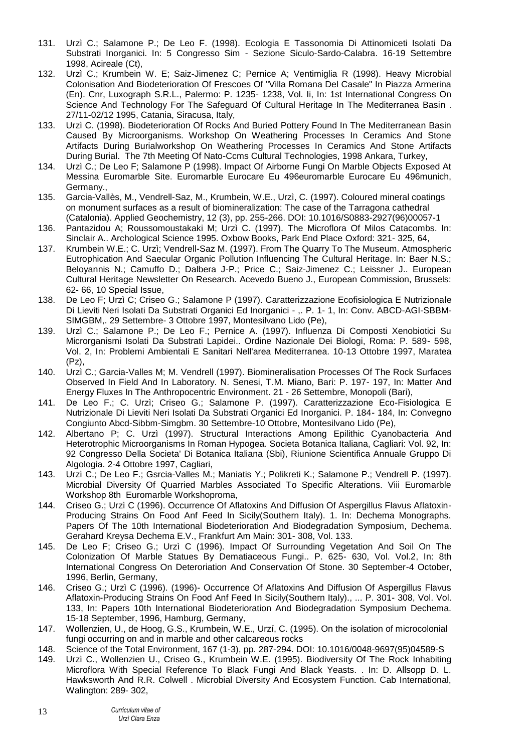131. Urzì C.; Salamone P.; De Leo F. (1998). Ecologia E Tassonomia Di Attinomiceti Isolati Da Substrati Inorganici. In: 5 Congresso Sim - Sezione Siculo-Sardo-Calabra. 16-19 Settembre 1998, Acireale (Ct),
132. Urzì C.; Krumbein W. E; Saiz-Jimenez C; Pernice A; Ventimiglia R (1998). Heavy Microbial Colonisation And Biodeterioration Of Frescoes Of "Villa Romana Del Casale" In Piazza Armerina (En). Cnr, Luxograph S.R.L., Palermo: P. 1235- 1238, Vol. Ii, In: 1st International Congress On Science And Technology For The Safeguard Of Cultural Heritage In The Mediterranea Basin . 27/11-02/12 1995, Catania, Siracusa, Italy,
133. Urzì C. (1998). Biodeterioration Of Rocks And Buried Pottery Found In The Mediterranean Basin Caused By Microorganisms. Workshop On Weathering Processes In Ceramics And Stone Artifacts During Burialworkshop On Weathering Processes In Ceramics And Stone Artifacts During Burial. The 7th Meeting Of Nato-Ccms Cultural Technologies, 1998 Ankara, Turkey,
134. Urzì C.; De Leo F; Salamone P (1998). Impact Of Airborne Fungi On Marble Objects Exposed At Messina Euromarble Site. Euromarble Eurocare Eu 496euromarble Eurocare Eu 496munich, Germany.,
135. Garcia-Vallès, M., Vendrell-Saz, M., Krumbein, W.E., Urzì, C. (1997). Coloured mineral coatings on monument surfaces as a result of biomineralization: The case of the Tarragona cathedral (Catalonia). Applied Geochemistry, 12 (3), pp. 255-266. DOI: 10.1016/S0883-2927(96)00057-1
136. Pantazidou A; Roussomoustakaki M; Urzì C. (1997). The Microflora Of Milos Catacombs. In: Sinclair A.. Archological Science 1995. Oxbow Books, Park End Place Oxford: 321- 325, 64,
137. Krumbein W.E.; C. Urzì; Vendrell-Saz M. (1997). From The Quarry To The Museum. Atmospheric Eutrophication And Saecular Organic Pollution Influencing The Cultural Heritage. In: Baer N.S.; Beloyannis N.; Camuffo D.; Dalbera J-P.; Price C.; Saiz-Jimenez C.; Leissner J.. European Cultural Heritage Newsletter On Research. Acevedo Bueno J., European Commission, Brussels: 62- 66, 10 Special Issue,
138. De Leo F; Urzì C; Criseo G.; Salamone P (1997). Caratterizzazione Ecofisiologica E Nutrizionale Di Lieviti Neri Isolati Da Substrati Organici Ed Inorganici - ,. P. 1- 1, In: Conv. ABCD-AGI-SBBM-SIMGBM,. 29 Settembre- 3 Ottobre 1997, Montesilvano Lido (Pe),
139. Urzì C.; Salamone P.; De Leo F.; Pernice A. (1997). Influenza Di Composti Xenobiotici Su Microrganismi Isolati Da Substrati Lapidei.. Ordine Nazionale Dei Biologi, Roma: P. 589- 598, Vol. 2, In: Problemi Ambientali E Sanitari Nell'area Mediterranea. 10-13 Ottobre 1997, Maratea (Pz),
140. Urzì C.; Garcia-Valles M; M. Vendrell (1997). Biomineralisation Processes Of The Rock Surfaces Observed In Field And In Laboratory. N. Senesi, T.M. Miano, Bari: P. 197- 197, In: Matter And Energy Fluxes In The Anthropocentric Environment. 21 - 26 Settembre, Monopoli (Bari),
141. De Leo F.; C. Urzì; Criseo G.; Salamone P. (1997). Caratterizzazione Eco-Fisiologica E Nutrizionale Di Lieviti Neri Isolati Da Substrati Organici Ed Inorganici. P. 184- 184, In: Convegno Congiunto Abcd-Sibbm-Simgbm. 30 Settembre-10 Ottobre, Montesilvano Lido (Pe),
142. Albertano P; C. Urzì (1997). Structural Interactions Among Epilithic Cyanobacteria And Heterotrophic Microorganisms In Roman Hypogea. Societa Botanica Italiana, Cagliari: Vol. 92, In: 92 Congresso Della Societa' Di Botanica Italiana (Sbi), Riunione Scientifica Annuale Gruppo Di Algologia. 2-4 Ottobre 1997, Cagliari,
143. Urzì C.; De Leo F.; Gsrcia-Valles M.; Maniatis Y.; Polikreti K.; Salamone P.; Vendrell P. (1997). Microbial Diversity Of Quarried Marbles Associated To Specific Alterations. Viii Euromarble Workshop 8th Euromarble Workshoproma,
144. Criseo G.; Urzì C (1996). Occurrence Of Aflatoxins And Diffusion Of Aspergillus Flavus Aflatoxin-Producing Strains On Food Anf Feed In Sicily(Southern Italy). 1. In: Dechema Monographs. Papers Of The 10th International Biodeterioration And Biodegradation Symposium, Dechema. Gerahard Kreysa Dechema E.V., Frankfurt Am Main: 301- 308, Vol. 133.
145. De Leo F; Criseo G.; Urzì C (1996). Impact Of Surrounding Vegetation And Soil On The Colonization Of Marble Statues By Dematiaceous Fungi.. P. 625- 630, Vol. Vol.2, In: 8th International Congress On Deteroriation And Conservation Of Stone. 30 September-4 October, 1996, Berlin, Germany,
146. Criseo G.; Urzì C (1996). (1996)- Occurrence Of Aflatoxins And Diffusion Of Aspergillus Flavus Aflatoxin-Producing Strains On Food Anf Feed In Sicily(Southern Italy)., ... P. 301- 308, Vol. Vol. 133, In: Papers 10th International Biodeterioration And Biodegradation Symposium Dechema. 15-18 September, 1996, Hamburg, Germany,
147. Wollenzien, U., de Hoog, G.S., Krumbein, W.E., Urzí, C. (1995). On the isolation of microcolonial fungi occurring on and in marble and other calcareous rocks
148. Science of the Total Environment, 167 (1-3), pp. 287-294. DOI: 10.1016/0048-9697(95)04589-S
149. Urzì C., Wollenzien U., Criseo G., Krumbein W.E. (1995). Biodiversity Of The Rock Inhabiting Microflora With Special Reference To Black Fungi And Black Yeasts. . In: D. Allsopp D. L. Hawksworth And R.R. Colwell . Microbial Diversity And Ecosystem Function. Cab International, Walington: 289- 302,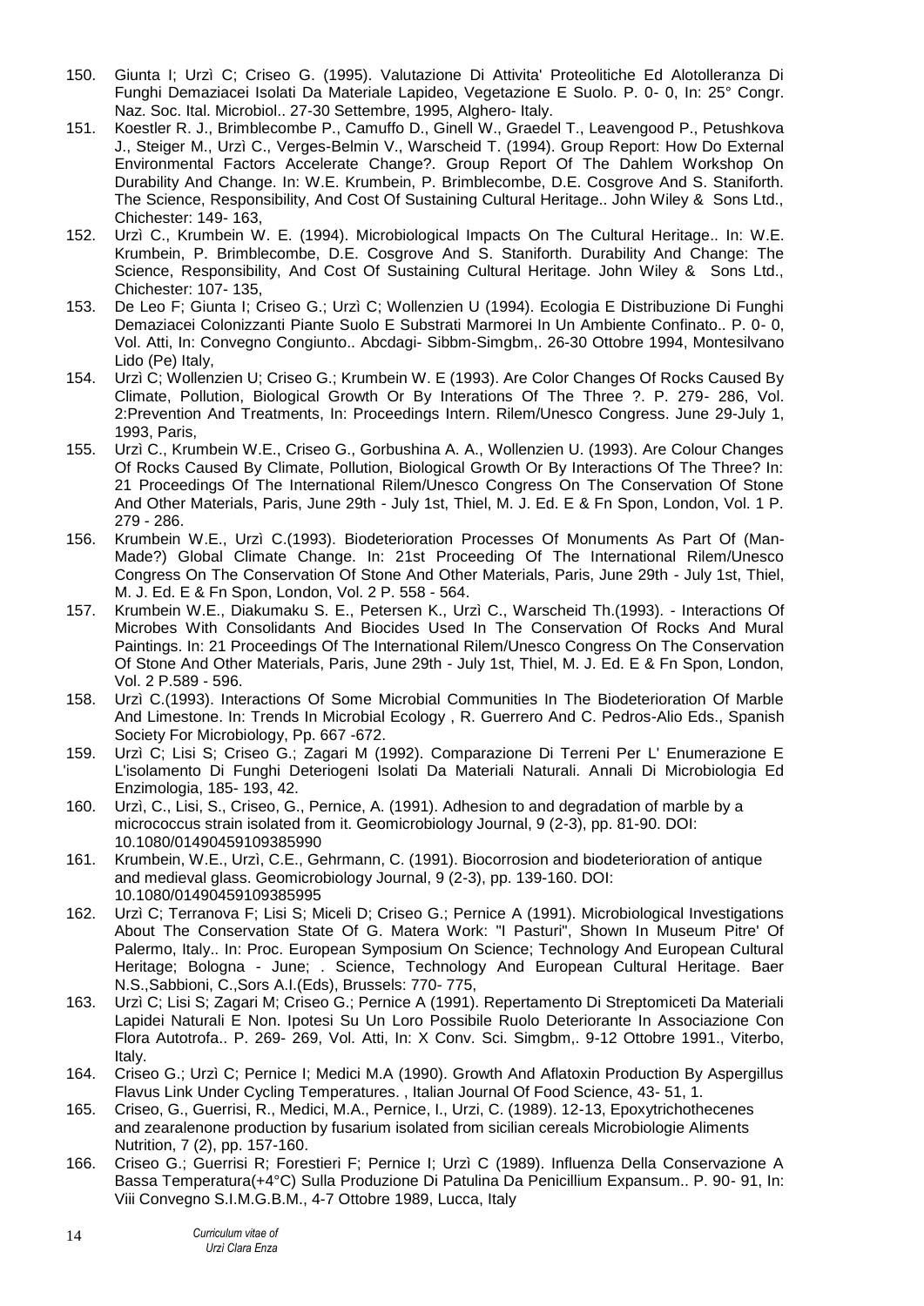150. Giunta I; Urzì C; Criseo G. (1995). Valutazione Di Attivita' Proteolitiche Ed Alotolleranza Di Funghi Demaziacei Isolati Da Materiale Lapideo, Vegetazione E Suolo. P. 0- 0, In: 25° Congr. Naz. Soc. Ital. Microbiol.. 27-30 Settembre, 1995, Alghero- Italy.
151. Koestler R. J., Brimblecombe P., Camuffo D., Ginell W., Graedel T., Leavengood P., Petushkova J., Steiger M., Urzì C., Verges-Belmin V., Warscheid T. (1994). Group Report: How Do External Environmental Factors Accelerate Change?. Group Report Of The Dahlem Workshop On Durability And Change. In: W.E. Krumbein, P. Brimblecombe, D.E. Cosgrove And S. Staniforth. The Science, Responsibility, And Cost Of Sustaining Cultural Heritage.. John Wiley & Sons Ltd., Chichester: 149- 163,
152. Urzì C., Krumbein W. E. (1994). Microbiological Impacts On The Cultural Heritage.. In: W.E. Krumbein, P. Brimblecombe, D.E. Cosgrove And S. Staniforth. Durability And Change: The Science, Responsibility, And Cost Of Sustaining Cultural Heritage. John Wiley & Sons Ltd., Chichester: 107- 135,
153. De Leo F; Giunta I; Criseo G.; Urzì C; Wollenzien U (1994). Ecologia E Distribuzione Di Funghi Demaziacei Colonizzanti Piante Suolo E Substrati Marmorei In Un Ambiente Confinato.. P. 0- 0, Vol. Atti, In: Convegno Congiunto.. Abcdagi- Sibbm-Simgbm,. 26-30 Ottobre 1994, Montesilvano Lido (Pe) Italy,
154. Urzì C; Wollenzien U; Criseo G.; Krumbein W. E (1993). Are Color Changes Of Rocks Caused By Climate, Pollution, Biological Growth Or By Interations Of The Three ?. P. 279- 286, Vol. 2:Prevention And Treatments, In: Proceedings Intern. Rilem/Unesco Congress. June 29-July 1, 1993, Paris,
155. Urzì C., Krumbein W.E., Criseo G., Gorbushina A. A., Wollenzien U. (1993). Are Colour Changes Of Rocks Caused By Climate, Pollution, Biological Growth Or By Interactions Of The Three? In: 21 Proceedings Of The International Rilem/Unesco Congress On The Conservation Of Stone And Other Materials, Paris, June 29th - July 1st, Thiel, M. J. Ed. E & Fn Spon, London, Vol. 1 P. 279 - 286.
156. Krumbein W.E., Urzì C.(1993). Biodeterioration Processes Of Monuments As Part Of (Man-Made?) Global Climate Change. In: 21st Proceeding Of The International Rilem/Unesco Congress On The Conservation Of Stone And Other Materials, Paris, June 29th - July 1st, Thiel, M. J. Ed. E & Fn Spon, London, Vol. 2 P. 558 - 564.
157. Krumbein W.E., Diakumaku S. E., Petersen K., Urzì C., Warscheid Th.(1993). - Interactions Of Microbes With Consolidants And Biocides Used In The Conservation Of Rocks And Mural Paintings. In: 21 Proceedings Of The International Rilem/Unesco Congress On The Conservation Of Stone And Other Materials, Paris, June 29th - July 1st, Thiel, M. J. Ed. E & Fn Spon, London, Vol. 2 P.589 - 596.
158. Urzì C.(1993). Interactions Of Some Microbial Communities In The Biodeterioration Of Marble And Limestone. In: Trends In Microbial Ecology , R. Guerrero And C. Pedros-Alio Eds., Spanish Society For Microbiology, Pp. 667 -672.
159. Urzì C; Lisi S; Criseo G.; Zagari M (1992). Comparazione Di Terreni Per L' Enumerazione E L'isolamento Di Funghi Deteriogeni Isolati Da Materiali Naturali. Annali Di Microbiologia Ed Enzimologia, 185- 193, 42.
160. Urzì, C., Lisi, S., Criseo, G., Pernice, A. (1991). Adhesion to and degradation of marble by a micrococcus strain isolated from it. Geomicrobiology Journal, 9 (2-3), pp. 81-90. DOI: 10.1080/01490459109385990
161. Krumbein, W.E., Urzì, C.E., Gehrmann, C. (1991). Biocorrosion and biodeterioration of antique and medieval glass. Geomicrobiology Journal, 9 (2-3), pp. 139-160. DOI: 10.1080/01490459109385995
162. Urzì C; Terranova F; Lisi S; Miceli D; Criseo G.; Pernice A (1991). Microbiological Investigations About The Conservation State Of G. Matera Work: "I Pasturi", Shown In Museum Pitre' Of Palermo, Italy.. In: Proc. European Symposium On Science; Technology And European Cultural Heritage; Bologna - June; . Science, Technology And European Cultural Heritage. Baer N.S.,Sabbioni, C.,Sors A.I.(Eds), Brussels: 770- 775,
163. Urzì C; Lisi S; Zagari M; Criseo G.; Pernice A (1991). Repertamento Di Streptomiceti Da Materiali Lapidei Naturali E Non. Ipotesi Su Un Loro Possibile Ruolo Deteriorante In Associazione Con Flora Autotrofa.. P. 269- 269, Vol. Atti, In: X Conv. Sci. Simgbm,. 9-12 Ottobre 1991., Viterbo, Italy.
164. Criseo G.; Urzì C; Pernice I; Medici M.A (1990). Growth And Aflatoxin Production By Aspergillus Flavus Link Under Cycling Temperatures. , Italian Journal Of Food Science, 43- 51, 1.
165. Criseo, G., Guerrisi, R., Medici, M.A., Pernice, I., Urzi, C. (1989). 12-13, Epoxytrichothecenes and zearalenone production by fusarium isolated from sicilian cereals Microbiologie Aliments Nutrition, 7 (2), pp. 157-160.
166. Criseo G.; Guerrisi R; Forestieri F; Pernice I; Urzì C (1989). Influenza Della Conservazione A Bassa Temperatura(+4°C) Sulla Produzione Di Patulina Da Penicillium Expansum.. P. 90- 91, In: Viii Convegno S.I.M.G.B.M., 4-7 Ottobre 1989, Lucca, Italy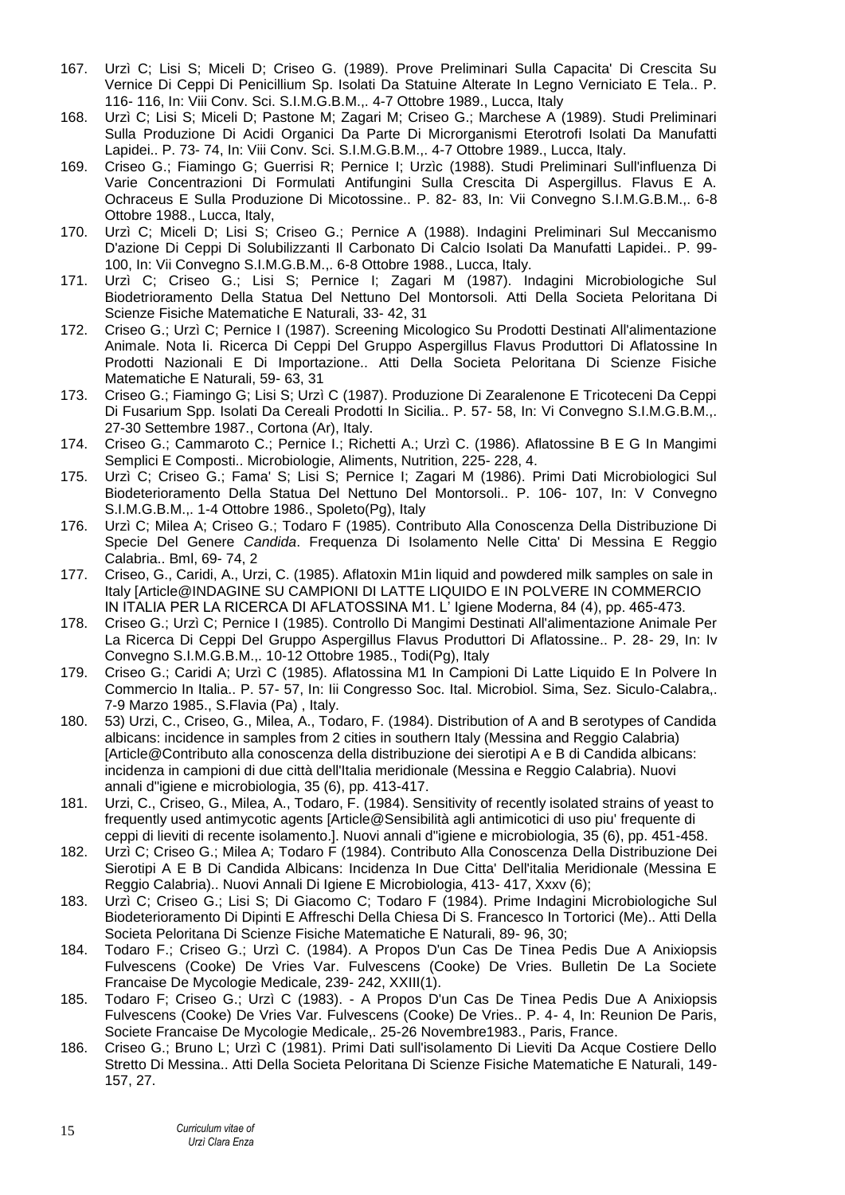167. Urzì C; Lisi S; Miceli D; Criseo G. (1989). Prove Preliminari Sulla Capacita' Di Crescita Su Vernice Di Ceppi Di Penicillium Sp. Isolati Da Statuine Alterate In Legno Verniciato E Tela.. P. 116- 116, In: Viii Conv. Sci. S.I.M.G.B.M.,. 4-7 Ottobre 1989., Lucca, Italy
168. Urzì C; Lisi S; Miceli D; Pastone M; Zagari M; Criseo G.; Marchese A (1989). Studi Preliminari Sulla Produzione Di Acidi Organici Da Parte Di Microrganismi Eterotrofi Isolati Da Manufatti Lapidei.. P. 73- 74, In: Viii Conv. Sci. S.I.M.G.B.M.,. 4-7 Ottobre 1989., Lucca, Italy.
169. Criseo G.; Fiamingo G; Guerrisi R; Pernice I; Urzìc (1988). Studi Preliminari Sull'influenza Di Varie Concentrazioni Di Formulati Antifungini Sulla Crescita Di Aspergillus. Flavus E A. Ochraceus E Sulla Produzione Di Micotossine.. P. 82- 83, In: Vii Convegno S.I.M.G.B.M.,. 6-8 Ottobre 1988., Lucca, Italy,
170. Urzì C; Miceli D; Lisi S; Criseo G.; Pernice A (1988). Indagini Preliminari Sul Meccanismo D'azione Di Ceppi Di Solubilizzanti Il Carbonato Di Calcio Isolati Da Manufatti Lapidei.. P. 99- 100, In: Vii Convegno S.I.M.G.B.M.,. 6-8 Ottobre 1988., Lucca, Italy.
171. Urzì C; Criseo G.; Lisi S; Pernice I; Zagari M (1987). Indagini Microbiologiche Sul Biodetrioramento Della Statua Del Nettuno Del Montorsoli. Atti Della Societa Peloritana Di Scienze Fisiche Matematiche E Naturali, 33- 42, 31
172. Criseo G.; Urzì C; Pernice I (1987). Screening Micologico Su Prodotti Destinati All'alimentazione Animale. Nota Ii. Ricerca Di Ceppi Del Gruppo Aspergillus Flavus Produttori Di Aflatossine In Prodotti Nazionali E Di Importazione.. Atti Della Societa Peloritana Di Scienze Fisiche Matematiche E Naturali, 59- 63, 31
173. Criseo G.; Fiamingo G; Lisi S; Urzì C (1987). Produzione Di Zearalenone E Tricoteceni Da Ceppi Di Fusarium Spp. Isolati Da Cereali Prodotti In Sicilia.. P. 57- 58, In: Vi Convegno S.I.M.G.B.M.,. 27-30 Settembre 1987., Cortona (Ar), Italy.
174. Criseo G.; Cammaroto C.; Pernice I.; Richetti A.; Urzì C. (1986). Aflatossine B E G In Mangimi Semplici E Composti.. Microbiologie, Aliments, Nutrition, 225- 228, 4.
175. Urzì C; Criseo G.; Fama' S; Lisi S; Pernice I; Zagari M (1986). Primi Dati Microbiologici Sul Biodeterioramento Della Statua Del Nettuno Del Montorsoli.. P. 106- 107, In: V Convegno S.I.M.G.B.M.,. 1-4 Ottobre 1986., Spoleto(Pg), Italy
176. Urzì C; Milea A; Criseo G.; Todaro F (1985). Contributo Alla Conoscenza Della Distribuzione Di Specie Del Genere *Candida*. Frequenza Di Isolamento Nelle Citta' Di Messina E Reggio Calabria.. Bml, 69- 74, 2
177. Criseo, G., Caridi, A., Urzi, C. (1985). Aflatoxin M1in liquid and powdered milk samples on sale in Italy [Article@INDAGINE SU CAMPIONI DI LATTE LIQUIDO E IN POLVERE IN COMMERCIO IN ITALIA PER LA RICERCA DI AFLATOSSINA M1. L' Igiene Moderna, 84 (4), pp. 465-473.
178. Criseo G.; Urzì C; Pernice I (1985). Controllo Di Mangimi Destinati All'alimentazione Animale Per La Ricerca Di Ceppi Del Gruppo Aspergillus Flavus Produttori Di Aflatossine.. P. 28- 29, In: Iv Convegno S.I.M.G.B.M.,. 10-12 Ottobre 1985., Todi(Pg), Italy
179. Criseo G.; Caridi A; Urzì C (1985). Aflatossina M1 In Campioni Di Latte Liquido E In Polvere In Commercio In Italia.. P. 57- 57, In: Iii Congresso Soc. Ital. Microbiol. Sima, Sez. Siculo-Calabra,. 7-9 Marzo 1985., S.Flavia (Pa) , Italy.
180. 53) Urzi, C., Criseo, G., Milea, A., Todaro, F. (1984). Distribution of A and B serotypes of Candida albicans: incidence in samples from 2 cities in southern Italy (Messina and Reggio Calabria) [Article@Contributo alla conoscenza della distribuzione dei sierotipi A e B di Candida albicans: incidenza in campioni di due città dell'Italia meridionale (Messina e Reggio Calabria). Nuovi annali d''igiene e microbiologia, 35 (6), pp. 413-417.
181. Urzi, C., Criseo, G., Milea, A., Todaro, F. (1984). Sensitivity of recently isolated strains of yeast to frequently used antimycotic agents [Article@Sensibilità agli antimicotici di uso piu' frequente di ceppi di lieviti di recente isolamento.]. Nuovi annali d''igiene e microbiologia, 35 (6), pp. 451-458.
182. Urzì C; Criseo G.; Milea A; Todaro F (1984). Contributo Alla Conoscenza Della Distribuzione Dei Sierotipi A E B Di Candida Albicans: Incidenza In Due Citta' Dell'italia Meridionale (Messina E Reggio Calabria).. Nuovi Annali Di Igiene E Microbiologia, 413- 417, Xxxv (6);
183. Urzì C; Criseo G.; Lisi S; Di Giacomo C; Todaro F (1984). Prime Indagini Microbiologiche Sul Biodeterioramento Di Dipinti E Affreschi Della Chiesa Di S. Francesco In Tortorici (Me).. Atti Della Societa Peloritana Di Scienze Fisiche Matematiche E Naturali, 89- 96, 30;
184. Todaro F.; Criseo G.; Urzì C. (1984). A Propos D'un Cas De Tinea Pedis Due A Anixiopsis Fulvescens (Cooke) De Vries Var. Fulvescens (Cooke) De Vries. Bulletin De La Societe Francaise De Mycologie Medicale, 239- 242, XXIII(1).
185. Todaro F; Criseo G.; Urzì C (1983). - A Propos D'un Cas De Tinea Pedis Due A Anixiopsis Fulvescens (Cooke) De Vries Var. Fulvescens (Cooke) De Vries.. P. 4- 4, In: Reunion De Paris, Societe Francaise De Mycologie Medicale,. 25-26 Novembre1983., Paris, France.
186. Criseo G.; Bruno L; Urzì C (1981). Primi Dati sull'isolamento Di Lieviti Da Acque Costiere Dello Stretto Di Messina.. Atti Della Societa Peloritana Di Scienze Fisiche Matematiche E Naturali, 149- 157, 27.